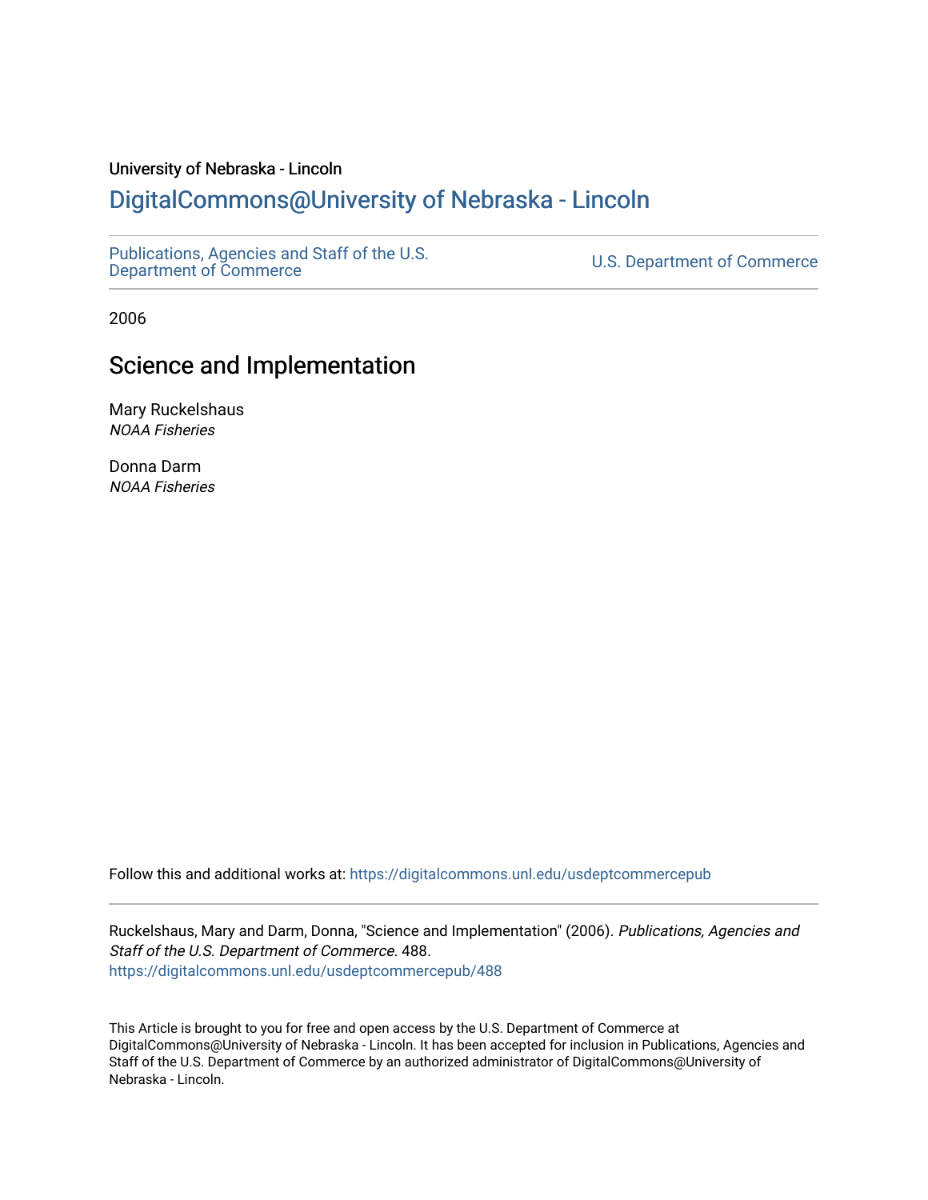University of Nebraska - Lincoln

## DigitalCommons@University of Nebraska - Lincoln

Publications, Agencies and Staff of the U.S. Department of Commerce

U.S. Department of Commerce

2006

# Science and Implementation

Mary Ruckelshaus
*NOAA Fisheries*

Donna Darm
*NOAA Fisheries*

Follow this and additional works at: https://digitalcommons.unl.edu/usdeptcommercepub

Ruckelshaus, Mary and Darm, Donna, "Science and Implementation" (2006). *Publications, Agencies and Staff of the U.S. Department of Commerce*. 488.
https://digitalcommons.unl.edu/usdeptcommercepub/488

This Article is brought to you for free and open access by the U.S. Department of Commerce at DigitalCommons@University of Nebraska - Lincoln. It has been accepted for inclusion in Publications, Agencies and Staff of the U.S. Department of Commerce by an authorized administrator of DigitalCommons@University of Nebraska - Lincoln.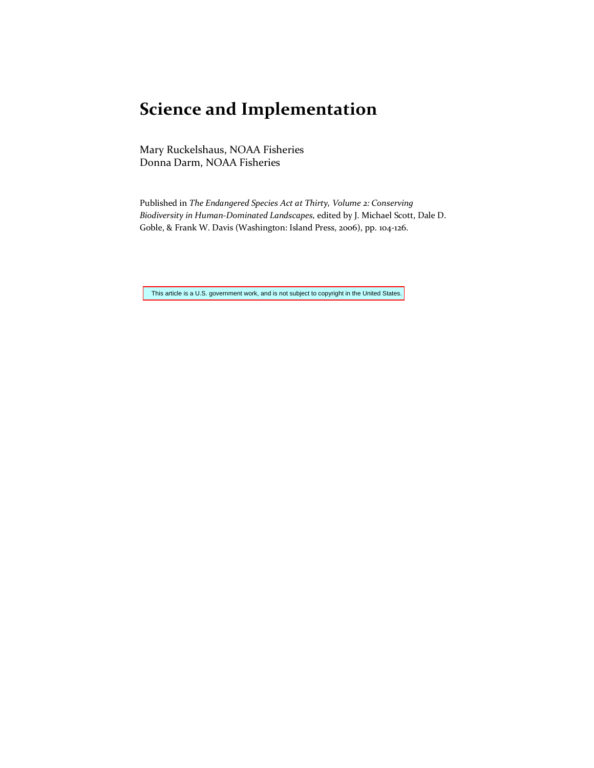# Science and Implementation

Mary Ruckelshaus, NOAA Fisheries
Donna Darm, NOAA Fisheries

Published in *The Endangered Species Act at Thirty, Volume 2: Conserving Biodiversity in Human-Dominated Landscapes,* edited by J. Michael Scott, Dale D. Goble, & Frank W. Davis (Washington: Island Press, 2006), pp. 104-126.

This article is a U.S. government work, and is not subject to copyright in the United States.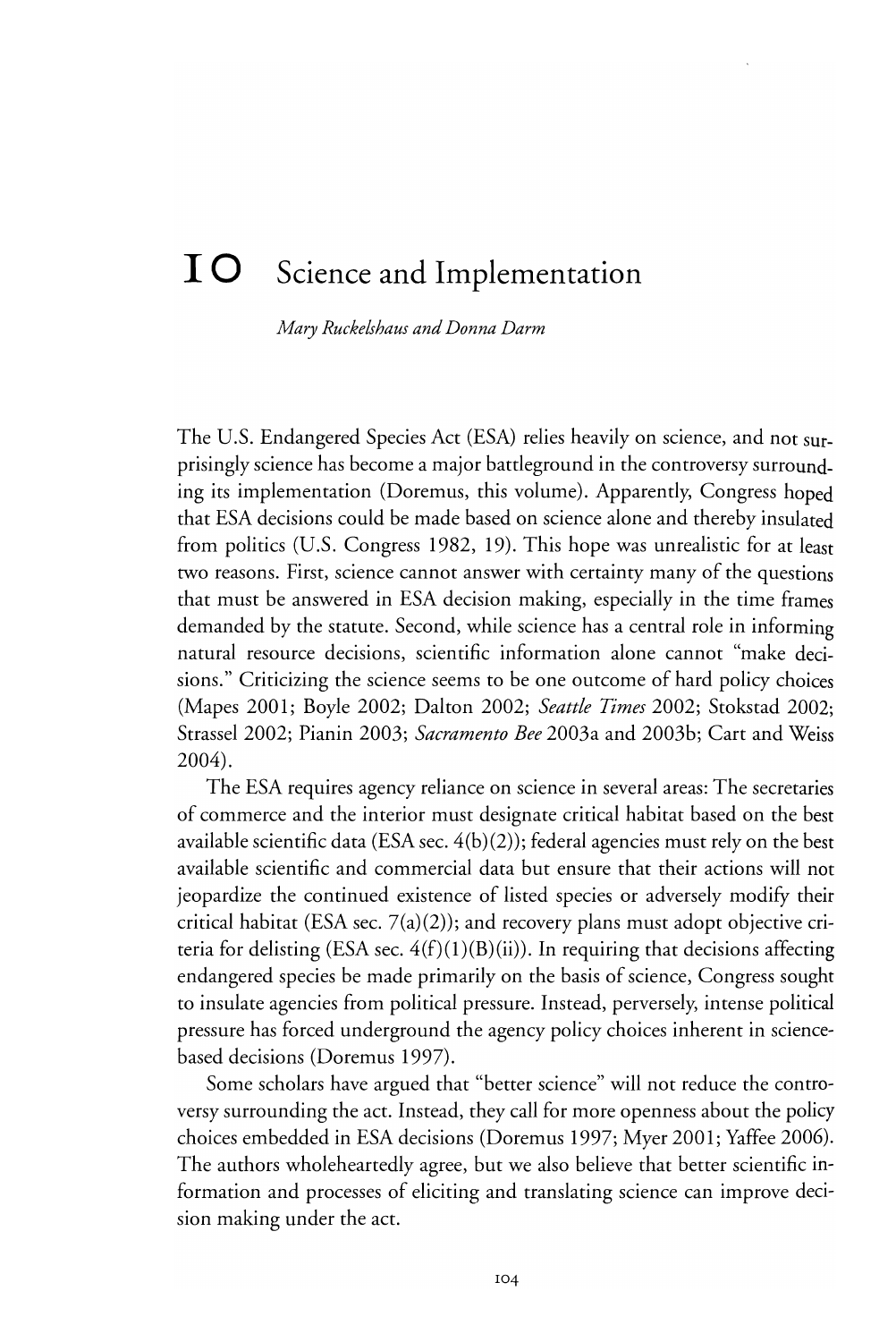# 10 Science and Implementation

*Mary Ruckelshaus and Donna Darm*

The U.S. Endangered Species Act (ESA) relies heavily on science, and not surprisingly science has become a major battleground in the controversy surrounding its implementation (Doremus, this volume). Apparently, Congress hoped that ESA decisions could be made based on science alone and thereby insulated from politics (U.S. Congress 1982, 19). This hope was unrealistic for at least two reasons. First, science cannot answer with certainty many of the questions that must be answered in ESA decision making, especially in the time frames demanded by the statute. Second, while science has a central role in informing natural resource decisions, scientific information alone cannot "make decisions." Criticizing the science seems to be one outcome of hard policy choices (Mapes 2001; Boyle 2002; Dalton 2002; *Seattle Times* 2002; Stokstad 2002; Strassel 2002; Pianin 2003; *Sacramento Bee* 2003a and 2003b; Cart and Weiss 2004).

The ESA requires agency reliance on science in several areas: The secretaries of commerce and the interior must designate critical habitat based on the best available scientific data (ESA sec. 4(b)(2)); federal agencies must rely on the best available scientific and commercial data but ensure that their actions will not jeopardize the continued existence of listed species or adversely modify their critical habitat (ESA sec. 7(a)(2)); and recovery plans must adopt objective criteria for delisting (ESA sec. 4(f)(1)(B)(ii)). In requiring that decisions affecting endangered species be made primarily on the basis of science, Congress sought to insulate agencies from political pressure. Instead, perversely, intense political pressure has forced underground the agency policy choices inherent in science-based decisions (Doremus 1997).

Some scholars have argued that "better science" will not reduce the controversy surrounding the act. Instead, they call for more openness about the policy choices embedded in ESA decisions (Doremus 1997; Myer 2001; Yaffee 2006). The authors wholeheartedly agree, but we also believe that better scientific information and processes of eliciting and translating science can improve decision making under the act.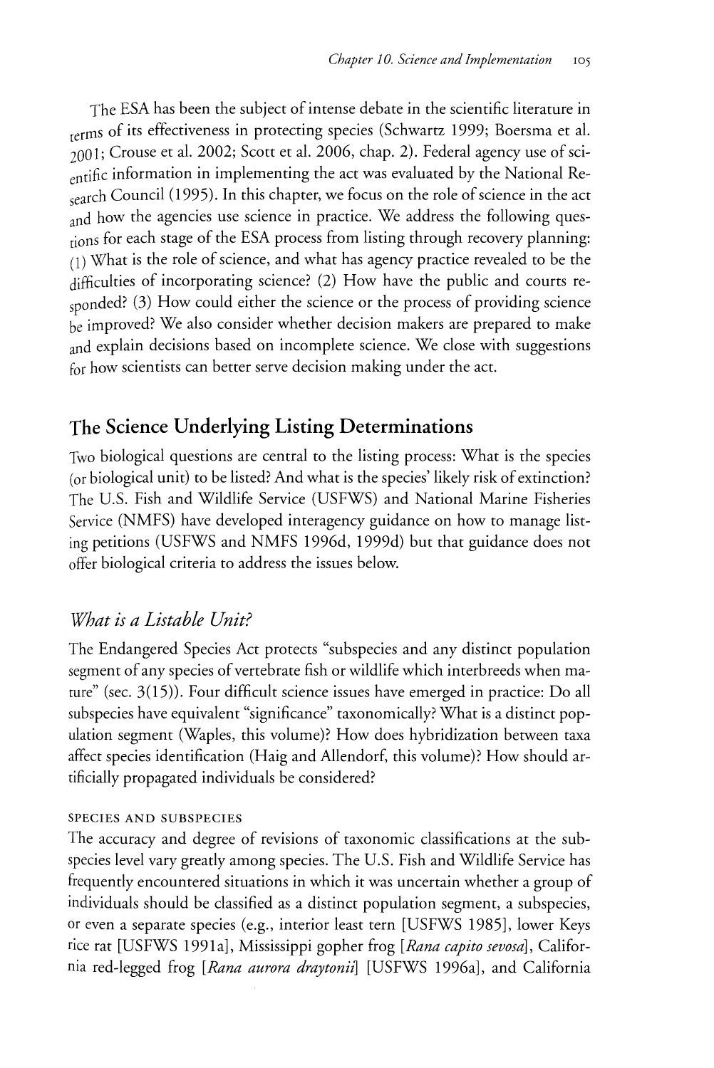The ESA has been the subject of intense debate in the scientific literature in terms of its effectiveness in protecting species (Schwartz 1999; Boersma et al. 2001; Crouse et al. 2002; Scott et al. 2006, chap. 2). Federal agency use of scientific information in implementing the act was evaluated by the National Research Council (1995). In this chapter, we focus on the role of science in the act and how the agencies use science in practice. We address the following questions for each stage of the ESA process from listing through recovery planning: (1) What is the role of science, and what has agency practice revealed to be the difficulties of incorporating science? (2) How have the public and courts responded? (3) How could either the science or the process of providing science be improved? We also consider whether decision makers are prepared to make and explain decisions based on incomplete science. We close with suggestions for how scientists can better serve decision making under the act.

## The Science Underlying Listing Determinations

Two biological questions are central to the listing process: What is the species (or biological unit) to be listed? And what is the species' likely risk of extinction? The U.S. Fish and Wildlife Service (USFWS) and National Marine Fisheries Service (NMFS) have developed interagency guidance on how to manage listing petitions (USFWS and NMFS 1996d, 1999d) but that guidance does not offer biological criteria to address the issues below.

### *What is a Listable Unit?*

The Endangered Species Act protects "subspecies and any distinct population segment of any species of vertebrate fish or wildlife which interbreeds when mature" (sec. 3(15)). Four difficult science issues have emerged in practice: Do all subspecies have equivalent "significance" taxonomically? What is a distinct population segment (Waples, this volume)? How does hybridization between taxa affect species identification (Haig and Allendorf, this volume)? How should artificially propagated individuals be considered?

#### SPECIES AND SUBSPECIES

The accuracy and degree of revisions of taxonomic classifications at the subspecies level vary greatly among species. The U.S. Fish and Wildlife Service has frequently encountered situations in which it was uncertain whether a group of individuals should be classified as a distinct population segment, a subspecies, or even a separate species (e.g., interior least tern [USFWS 1985], lower Keys rice rat [USFWS 1991a], Mississippi gopher frog [*Rana capito sevosa*], California red-legged frog [*Rana aurora draytonii*] [USFWS 1996a], and California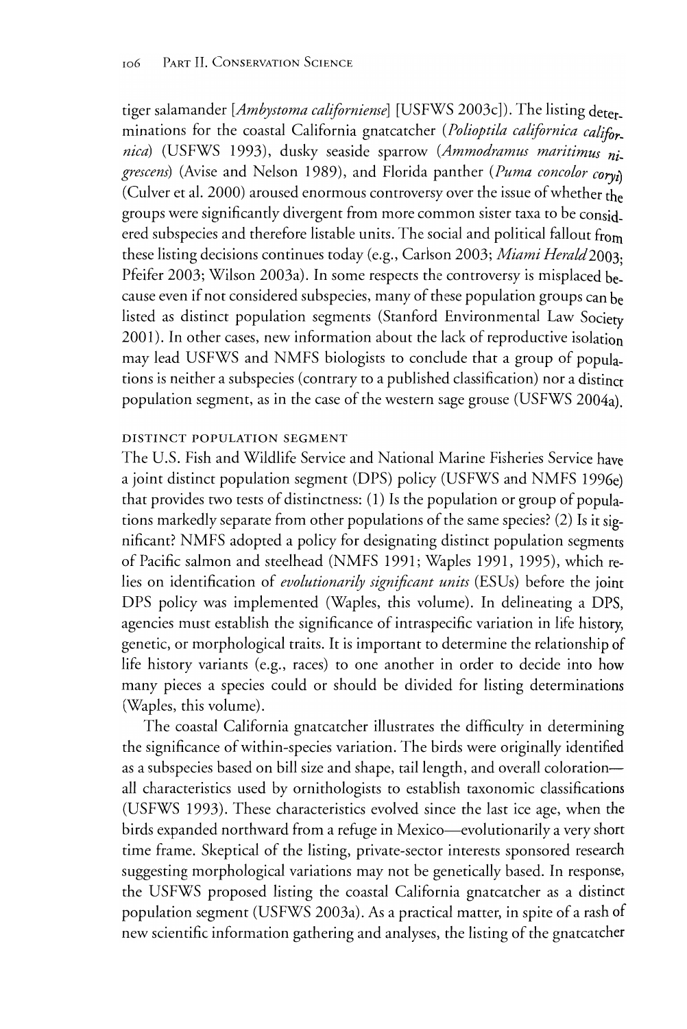tiger salamander [*Ambystoma californiense*] [USFWS 2003c]). The listing determinations for the coastal California gnatcatcher (*Polioptila californica californica*) (USFWS 1993), dusky seaside sparrow (*Ammodramus maritimus nigrescens*) (Avise and Nelson 1989), and Florida panther (*Puma concolor coryi*) (Culver et al. 2000) aroused enormous controversy over the issue of whether the groups were significantly divergent from more common sister taxa to be considered subspecies and therefore listable units. The social and political fallout from these listing decisions continues today (e.g., Carlson 2003; *Miami Herald* 2003; Pfeifer 2003; Wilson 2003a). In some respects the controversy is misplaced because even if not considered subspecies, many of these population groups can be listed as distinct population segments (Stanford Environmental Law Society 2001). In other cases, new information about the lack of reproductive isolation may lead USFWS and NMFS biologists to conclude that a group of populations is neither a subspecies (contrary to a published classification) nor a distinct population segment, as in the case of the western sage grouse (USFWS 2004a).

### DISTINCT POPULATION SEGMENT

The U.S. Fish and Wildlife Service and National Marine Fisheries Service have a joint distinct population segment (DPS) policy (USFWS and NMFS 1996e) that provides two tests of distinctness: (1) Is the population or group of populations markedly separate from other populations of the same species? (2) Is it significant? NMFS adopted a policy for designating distinct population segments of Pacific salmon and steelhead (NMFS 1991; Waples 1991, 1995), which relies on identification of *evolutionarily significant units* (ESUs) before the joint DPS policy was implemented (Waples, this volume). In delineating a DPS, agencies must establish the significance of intraspecific variation in life history, genetic, or morphological traits. It is important to determine the relationship of life history variants (e.g., races) to one another in order to decide into how many pieces a species could or should be divided for listing determinations (Waples, this volume).

The coastal California gnatcatcher illustrates the difficulty in determining the significance of within-species variation. The birds were originally identified as a subspecies based on bill size and shape, tail length, and overall coloration—all characteristics used by ornithologists to establish taxonomic classifications (USFWS 1993). These characteristics evolved since the last ice age, when the birds expanded northward from a refuge in Mexico—evolutionarily a very short time frame. Skeptical of the listing, private-sector interests sponsored research suggesting morphological variations may not be genetically based. In response, the USFWS proposed listing the coastal California gnatcatcher as a distinct population segment (USFWS 2003a). As a practical matter, in spite of a rash of new scientific information gathering and analyses, the listing of the gnatcatcher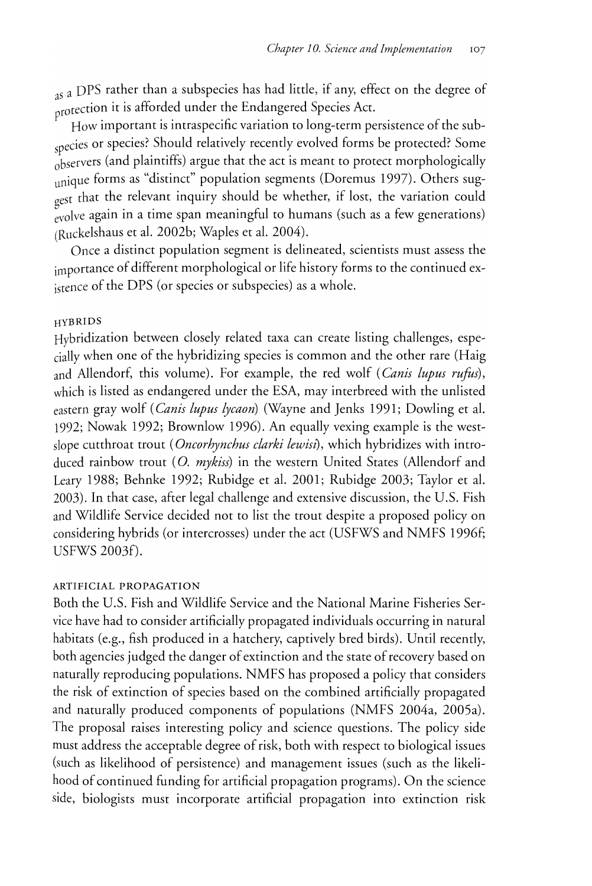as a DPS rather than a subspecies has had little, if any, effect on the degree of protection it is afforded under the Endangered Species Act.

How important is intraspecific variation to long-term persistence of the subspecies or species? Should relatively recently evolved forms be protected? Some observers (and plaintiffs) argue that the act is meant to protect morphologically unique forms as "distinct" population segments (Doremus 1997). Others suggest that the relevant inquiry should be whether, if lost, the variation could evolve again in a time span meaningful to humans (such as a few generations) (Ruckelshaus et al. 2002b; Waples et al. 2004).

Once a distinct population segment is delineated, scientists must assess the importance of different morphological or life history forms to the continued existence of the DPS (or species or subspecies) as a whole.

### HYBRIDS

Hybridization between closely related taxa can create listing challenges, especially when one of the hybridizing species is common and the other rare (Haig and Allendorf, this volume). For example, the red wolf (*Canis lupus rufus*), which is listed as endangered under the ESA, may interbreed with the unlisted eastern gray wolf (*Canis lupus lycaon*) (Wayne and Jenks 1991; Dowling et al. 1992; Nowak 1992; Brownlow 1996). An equally vexing example is the westslope cutthroat trout (*Oncorhynchus clarki lewisi*), which hybridizes with introduced rainbow trout (*O. mykiss*) in the western United States (Allendorf and Leary 1988; Behnke 1992; Rubidge et al. 2001; Rubidge 2003; Taylor et al. 2003). In that case, after legal challenge and extensive discussion, the U.S. Fish and Wildlife Service decided not to list the trout despite a proposed policy on considering hybrids (or intercrosses) under the act (USFWS and NMFS 1996f; USFWS 2003f).

### ARTIFICIAL PROPAGATION

Both the U.S. Fish and Wildlife Service and the National Marine Fisheries Service have had to consider artificially propagated individuals occurring in natural habitats (e.g., fish produced in a hatchery, captively bred birds). Until recently, both agencies judged the danger of extinction and the state of recovery based on naturally reproducing populations. NMFS has proposed a policy that considers the risk of extinction of species based on the combined artificially propagated and naturally produced components of populations (NMFS 2004a, 2005a). The proposal raises interesting policy and science questions. The policy side must address the acceptable degree of risk, both with respect to biological issues (such as likelihood of persistence) and management issues (such as the likelihood of continued funding for artificial propagation programs). On the science side, biologists must incorporate artificial propagation into extinction risk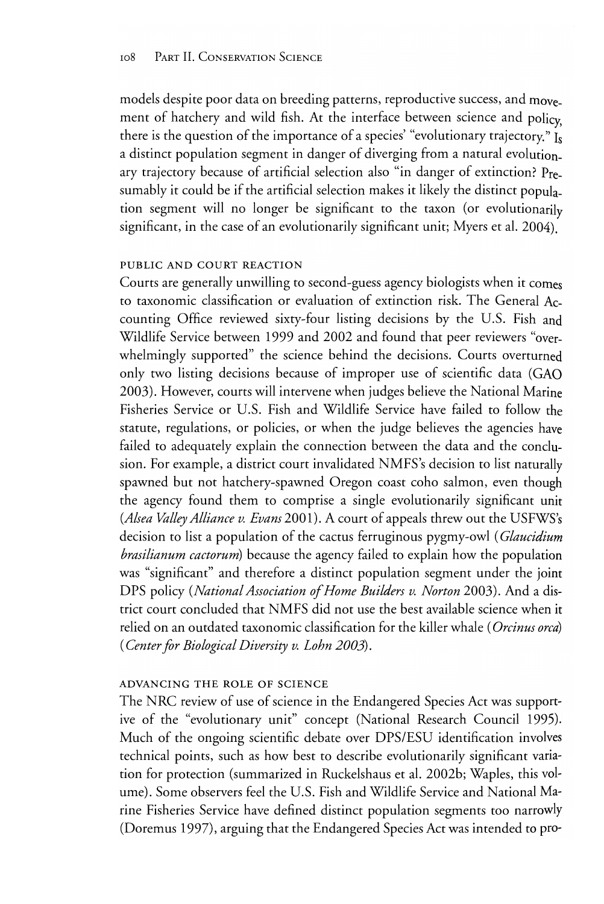models despite poor data on breeding patterns, reproductive success, and movement of hatchery and wild fish. At the interface between science and policy, there is the question of the importance of a species' "evolutionary trajectory." Is a distinct population segment in danger of diverging from a natural evolutionary trajectory because of artificial selection also "in danger of extinction? Presumably it could be if the artificial selection makes it likely the distinct population segment will no longer be significant to the taxon (or evolutionarily significant, in the case of an evolutionarily significant unit; Myers et al. 2004).

### PUBLIC AND COURT REACTION

Courts are generally unwilling to second-guess agency biologists when it comes to taxonomic classification or evaluation of extinction risk. The General Accounting Office reviewed sixty-four listing decisions by the U.S. Fish and Wildlife Service between 1999 and 2002 and found that peer reviewers "overwhelmingly supported" the science behind the decisions. Courts overturned only two listing decisions because of improper use of scientific data (GAO 2003). However, courts will intervene when judges believe the National Marine Fisheries Service or U.S. Fish and Wildlife Service have failed to follow the statute, regulations, or policies, or when the judge believes the agencies have failed to adequately explain the connection between the data and the conclusion. For example, a district court invalidated NMFS's decision to list naturally spawned but not hatchery-spawned Oregon coast coho salmon, even though the agency found them to comprise a single evolutionarily significant unit (*Alsea Valley Alliance v. Evans* 2001). A court of appeals threw out the USFWS's decision to list a population of the cactus ferruginous pygmy-owl (*Glaucidium brasilianum cactorum*) because the agency failed to explain how the population was "significant" and therefore a distinct population segment under the joint DPS policy (*National Association of Home Builders v. Norton* 2003). And a district court concluded that NMFS did not use the best available science when it relied on an outdated taxonomic classification for the killer whale (*Orcinus orca*) (*Center for Biological Diversity v. Lohn 2003*).

### ADVANCING THE ROLE OF SCIENCE

The NRC review of use of science in the Endangered Species Act was supportive of the "evolutionary unit" concept (National Research Council 1995). Much of the ongoing scientific debate over DPS/ESU identification involves technical points, such as how best to describe evolutionarily significant variation for protection (summarized in Ruckelshaus et al. 2002b; Waples, this volume). Some observers feel the U.S. Fish and Wildlife Service and National Marine Fisheries Service have defined distinct population segments too narrowly (Doremus 1997), arguing that the Endangered Species Act was intended to pro-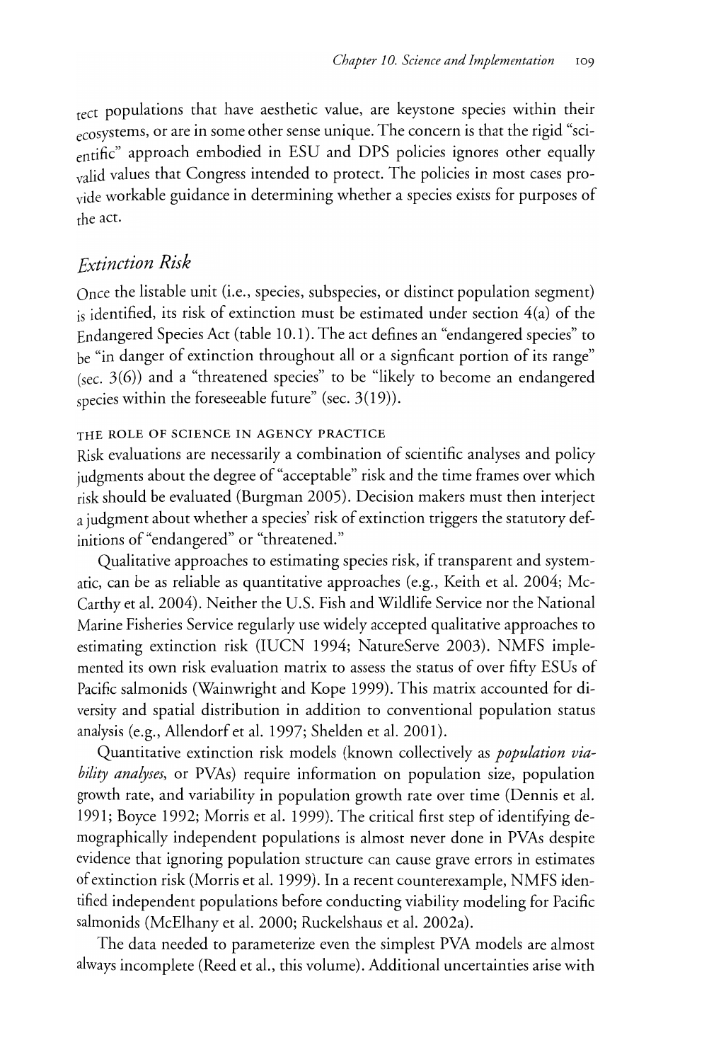tect populations that have aesthetic value, are keystone species within their ecosystems, or are in some other sense unique. The concern is that the rigid "scientific" approach embodied in ESU and DPS policies ignores other equally valid values that Congress intended to protect. The policies in most cases provide workable guidance in determining whether a species exists for purposes of the act.

## *Extinction Risk*

Once the listable unit (i.e., species, subspecies, or distinct population segment) is identified, its risk of extinction must be estimated under section 4(a) of the Endangered Species Act (table 10.1). The act defines an "endangered species" to be "in danger of extinction throughout all or a signficant portion of its range" (sec. 3(6)) and a "threatened species" to be "likely to become an endangered species within the foreseeable future" (sec. 3(19)).

### THE ROLE OF SCIENCE IN AGENCY PRACTICE

Risk evaluations are necessarily a combination of scientific analyses and policy judgments about the degree of "acceptable" risk and the time frames over which risk should be evaluated (Burgman 2005). Decision makers must then interject a judgment about whether a species' risk of extinction triggers the statutory definitions of "endangered" or "threatened."

Qualitative approaches to estimating species risk, if transparent and systematic, can be as reliable as quantitative approaches (e.g., Keith et al. 2004; McCarthy et al. 2004). Neither the U.S. Fish and Wildlife Service nor the National Marine Fisheries Service regularly use widely accepted qualitative approaches to estimating extinction risk (IUCN 1994; NatureServe 2003). NMFS implemented its own risk evaluation matrix to assess the status of over fifty ESUs of Pacific salmonids (Wainwright and Kope 1999). This matrix accounted for diversity and spatial distribution in addition to conventional population status analysis (e.g., Allendorf et al. 1997; Shelden et al. 2001).

Quantitative extinction risk models (known collectively as *population viability analyses*, or PVAs) require information on population size, population growth rate, and variability in population growth rate over time (Dennis et al. 1991; Boyce 1992; Morris et al. 1999). The critical first step of identifying demographically independent populations is almost never done in PVAs despite evidence that ignoring population structure can cause grave errors in estimates of extinction risk (Morris et al. 1999). In a recent counterexample, NMFS identified independent populations before conducting viability modeling for Pacific salmonids (McElhany et al. 2000; Ruckelshaus et al. 2002a).

The data needed to parameterize even the simplest PVA models are almost always incomplete (Reed et al., this volume). Additional uncertainties arise with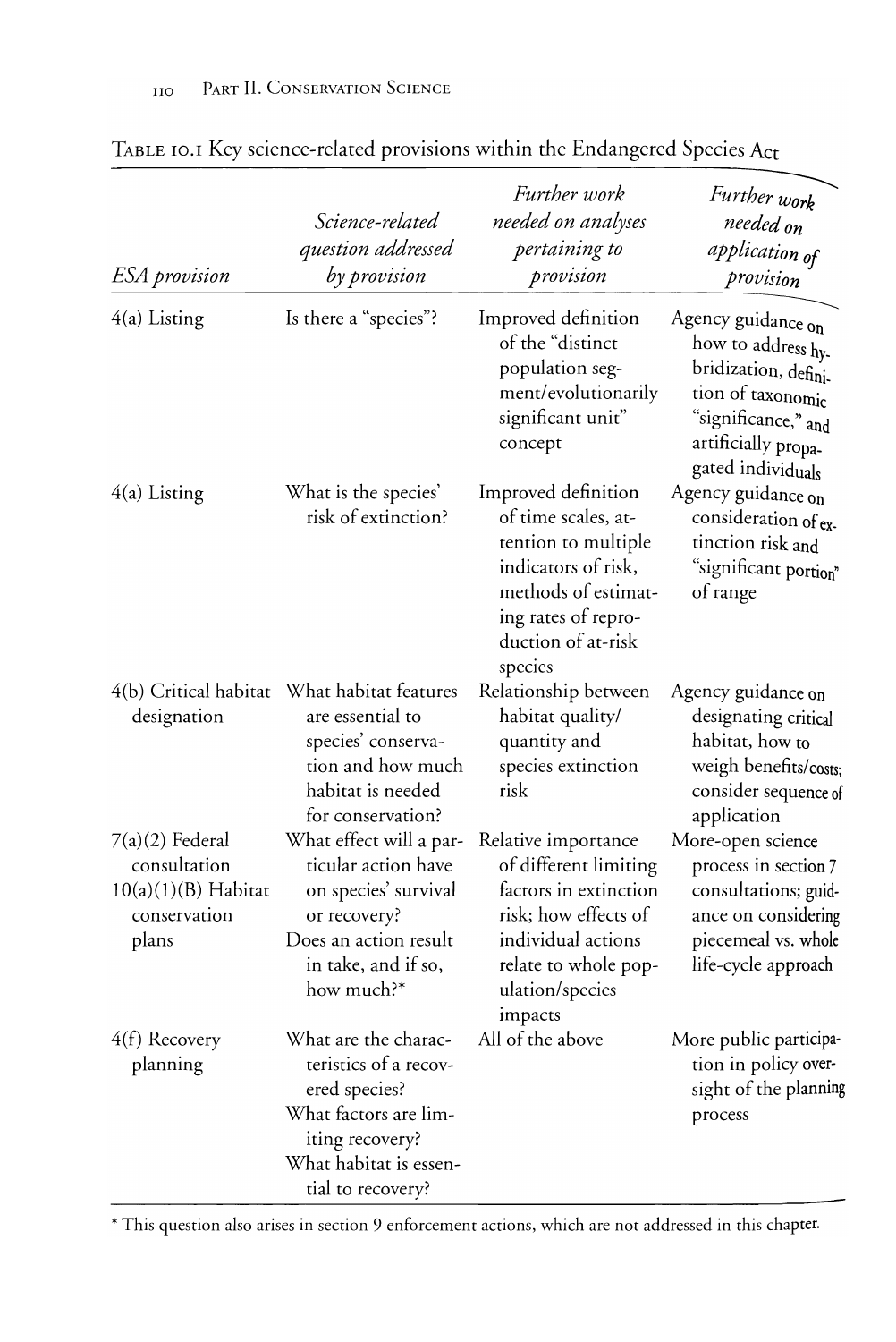TABLE 10.1 Key science-related provisions within the Endangered Species Act

| *ESA provision* | *Science-related question addressed by provision* | *Further work needed on analyses pertaining to provision* | *Further work needed on application of provision* |
|---|---|---|---|
| 4(a) Listing | Is there a "species"? | Improved definition of the "distinct population segment/evolutionarily significant unit" concept | Agency guidance on how to address hybridization, definition of taxonomic "significance," and artificially propagated individuals |
| 4(a) Listing | What is the species' risk of extinction? | Improved definition of time scales, attention to multiple indicators of risk, methods of estimating rates of reproduction of at-risk species | Agency guidance on consideration of extinction risk and "significant portion" of range |
| 4(b) Critical habitat designation | What habitat features are essential to species' conservation and how much habitat is needed for conservation? | Relationship between habitat quality/quantity and species extinction risk | Agency guidance on designating critical habitat, how to weigh benefits/costs; consider sequence of application |
| 7(a)(2) Federal consultation<br>10(a)(1)(B) Habitat conservation plans | What effect will a particular action have on species' survival or recovery?<br>Does an action result in take, and if so, how much?* | Relative importance of different limiting factors in extinction risk; how effects of individual actions relate to whole population/species impacts | More-open science process in section 7 consultations; guidance on considering piecemeal vs. whole life-cycle approach |
| 4(f) Recovery planning | What are the characteristics of a recovered species?<br>What factors are limiting recovery?<br>What habitat is essential to recovery? | All of the above | More public participation in policy oversight of the planning process |

\* This question also arises in section 9 enforcement actions, which are not addressed in this chapter.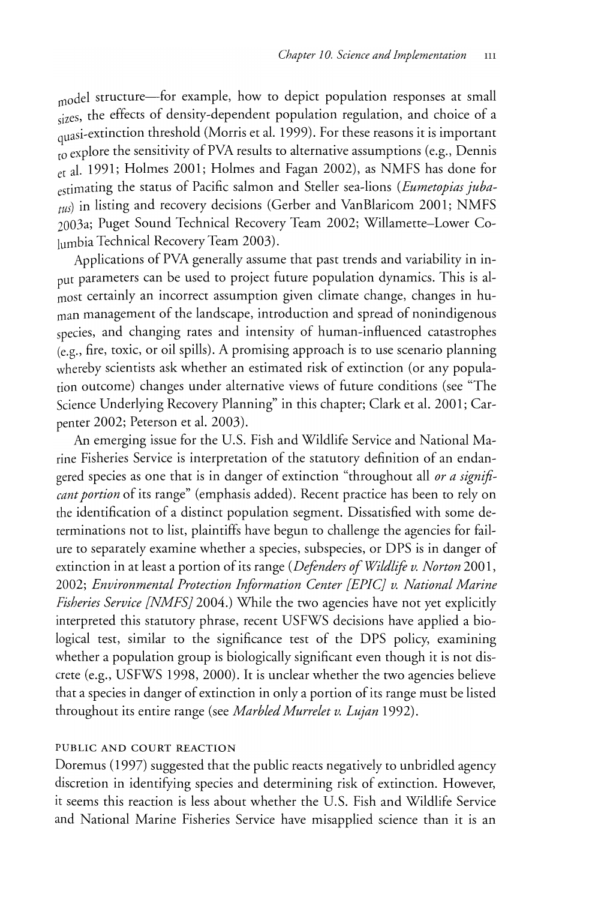model structure—for example, how to depict population responses at small sizes, the effects of density-dependent population regulation, and choice of a quasi-extinction threshold (Morris et al. 1999). For these reasons it is important to explore the sensitivity of PVA results to alternative assumptions (e.g., Dennis et al. 1991; Holmes 2001; Holmes and Fagan 2002), as NMFS has done for estimating the status of Pacific salmon and Steller sea-lions (*Eumetopias jubatus*) in listing and recovery decisions (Gerber and VanBlaricom 2001; NMFS 2003a; Puget Sound Technical Recovery Team 2002; Willamette–Lower Columbia Technical Recovery Team 2003).

Applications of PVA generally assume that past trends and variability in input parameters can be used to project future population dynamics. This is almost certainly an incorrect assumption given climate change, changes in human management of the landscape, introduction and spread of nonindigenous species, and changing rates and intensity of human-influenced catastrophes (e.g., fire, toxic, or oil spills). A promising approach is to use scenario planning whereby scientists ask whether an estimated risk of extinction (or any population outcome) changes under alternative views of future conditions (see "The Science Underlying Recovery Planning" in this chapter; Clark et al. 2001; Carpenter 2002; Peterson et al. 2003).

An emerging issue for the U.S. Fish and Wildlife Service and National Marine Fisheries Service is interpretation of the statutory definition of an endangered species as one that is in danger of extinction "throughout all *or a significant portion* of its range" (emphasis added). Recent practice has been to rely on the identification of a distinct population segment. Dissatisfied with some determinations not to list, plaintiffs have begun to challenge the agencies for failure to separately examine whether a species, subspecies, or DPS is in danger of extinction in at least a portion of its range (*Defenders of Wildlife v. Norton* 2001, 2002; *Environmental Protection Information Center [EPIC] v. National Marine Fisheries Service [NMFS]* 2004.) While the two agencies have not yet explicitly interpreted this statutory phrase, recent USFWS decisions have applied a biological test, similar to the significance test of the DPS policy, examining whether a population group is biologically significant even though it is not discrete (e.g., USFWS 1998, 2000). It is unclear whether the two agencies believe that a species in danger of extinction in only a portion of its range must be listed throughout its entire range (see *Marbled Murrelet v. Lujan* 1992).

### PUBLIC AND COURT REACTION

Doremus (1997) suggested that the public reacts negatively to unbridled agency discretion in identifying species and determining risk of extinction. However, it seems this reaction is less about whether the U.S. Fish and Wildlife Service and National Marine Fisheries Service have misapplied science than it is an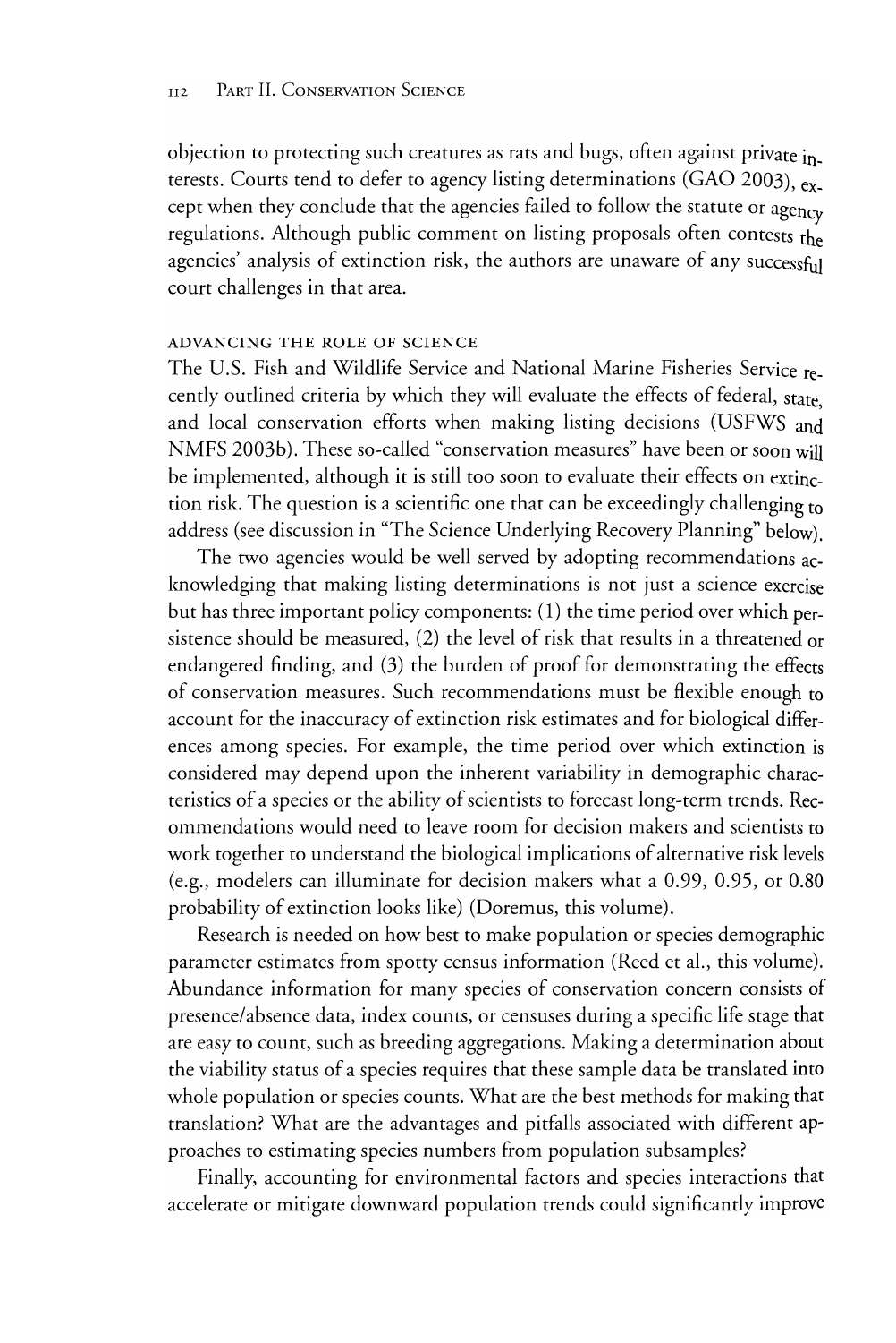objection to protecting such creatures as rats and bugs, often against private interests. Courts tend to defer to agency listing determinations (GAO 2003), except when they conclude that the agencies failed to follow the statute or agency regulations. Although public comment on listing proposals often contests the agencies' analysis of extinction risk, the authors are unaware of any successful court challenges in that area.

## ADVANCING THE ROLE OF SCIENCE

The U.S. Fish and Wildlife Service and National Marine Fisheries Service recently outlined criteria by which they will evaluate the effects of federal, state, and local conservation efforts when making listing decisions (USFWS and NMFS 2003b). These so-called "conservation measures" have been or soon will be implemented, although it is still too soon to evaluate their effects on extinction risk. The question is a scientific one that can be exceedingly challenging to address (see discussion in "The Science Underlying Recovery Planning" below).

The two agencies would be well served by adopting recommendations acknowledging that making listing determinations is not just a science exercise but has three important policy components: (1) the time period over which persistence should be measured, (2) the level of risk that results in a threatened or endangered finding, and (3) the burden of proof for demonstrating the effects of conservation measures. Such recommendations must be flexible enough to account for the inaccuracy of extinction risk estimates and for biological differences among species. For example, the time period over which extinction is considered may depend upon the inherent variability in demographic characteristics of a species or the ability of scientists to forecast long-term trends. Recommendations would need to leave room for decision makers and scientists to work together to understand the biological implications of alternative risk levels (e.g., modelers can illuminate for decision makers what a 0.99, 0.95, or 0.80 probability of extinction looks like) (Doremus, this volume).

Research is needed on how best to make population or species demographic parameter estimates from spotty census information (Reed et al., this volume). Abundance information for many species of conservation concern consists of presence/absence data, index counts, or censuses during a specific life stage that are easy to count, such as breeding aggregations. Making a determination about the viability status of a species requires that these sample data be translated into whole population or species counts. What are the best methods for making that translation? What are the advantages and pitfalls associated with different approaches to estimating species numbers from population subsamples?

Finally, accounting for environmental factors and species interactions that accelerate or mitigate downward population trends could significantly improve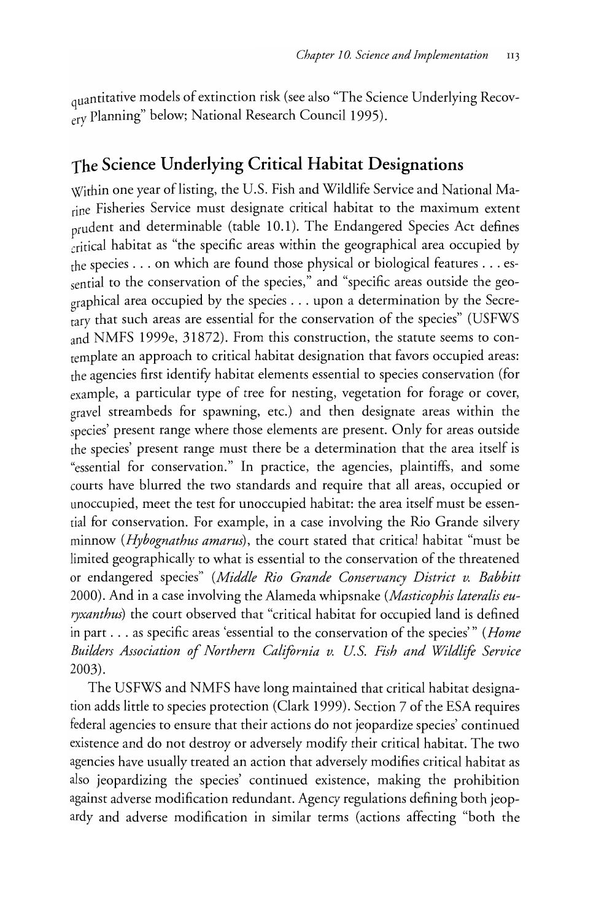quantitative models of extinction risk (see also "The Science Underlying Recovery Planning" below; National Research Council 1995).

## The Science Underlying Critical Habitat Designations

Within one year of listing, the U.S. Fish and Wildlife Service and National Marine Fisheries Service must designate critical habitat to the maximum extent prudent and determinable (table 10.1). The Endangered Species Act defines critical habitat as "the specific areas within the geographical area occupied by the species . . . on which are found those physical or biological features . . . essential to the conservation of the species," and "specific areas outside the geographical area occupied by the species . . . upon a determination by the Secretary that such areas are essential for the conservation of the species" (USFWS and NMFS 1999e, 31872). From this construction, the statute seems to contemplate an approach to critical habitat designation that favors occupied areas: the agencies first identify habitat elements essential to species conservation (for example, a particular type of tree for nesting, vegetation for forage or cover, gravel streambeds for spawning, etc.) and then designate areas within the species' present range where those elements are present. Only for areas outside the species' present range must there be a determination that the area itself is "essential for conservation." In practice, the agencies, plaintiffs, and some courts have blurred the two standards and require that all areas, occupied or unoccupied, meet the test for unoccupied habitat: the area itself must be essential for conservation. For example, in a case involving the Rio Grande silvery minnow (*Hybognathus amarus*), the court stated that critical habitat "must be limited geographically to what is essential to the conservation of the threatened or endangered species" (*Middle Rio Grande Conservancy District v. Babbitt* 2000). And in a case involving the Alameda whipsnake (*Masticophis lateralis euryxanthus*) the court observed that "critical habitat for occupied land is defined in part . . . as specific areas 'essential to the conservation of the species'" (*Home Builders Association of Northern California v. U.S. Fish and Wildlife Service* 2003).

The USFWS and NMFS have long maintained that critical habitat designation adds little to species protection (Clark 1999). Section 7 of the ESA requires federal agencies to ensure that their actions do not jeopardize species' continued existence and do not destroy or adversely modify their critical habitat. The two agencies have usually treated an action that adversely modifies critical habitat as also jeopardizing the species' continued existence, making the prohibition against adverse modification redundant. Agency regulations defining both jeopardy and adverse modification in similar terms (actions affecting "both the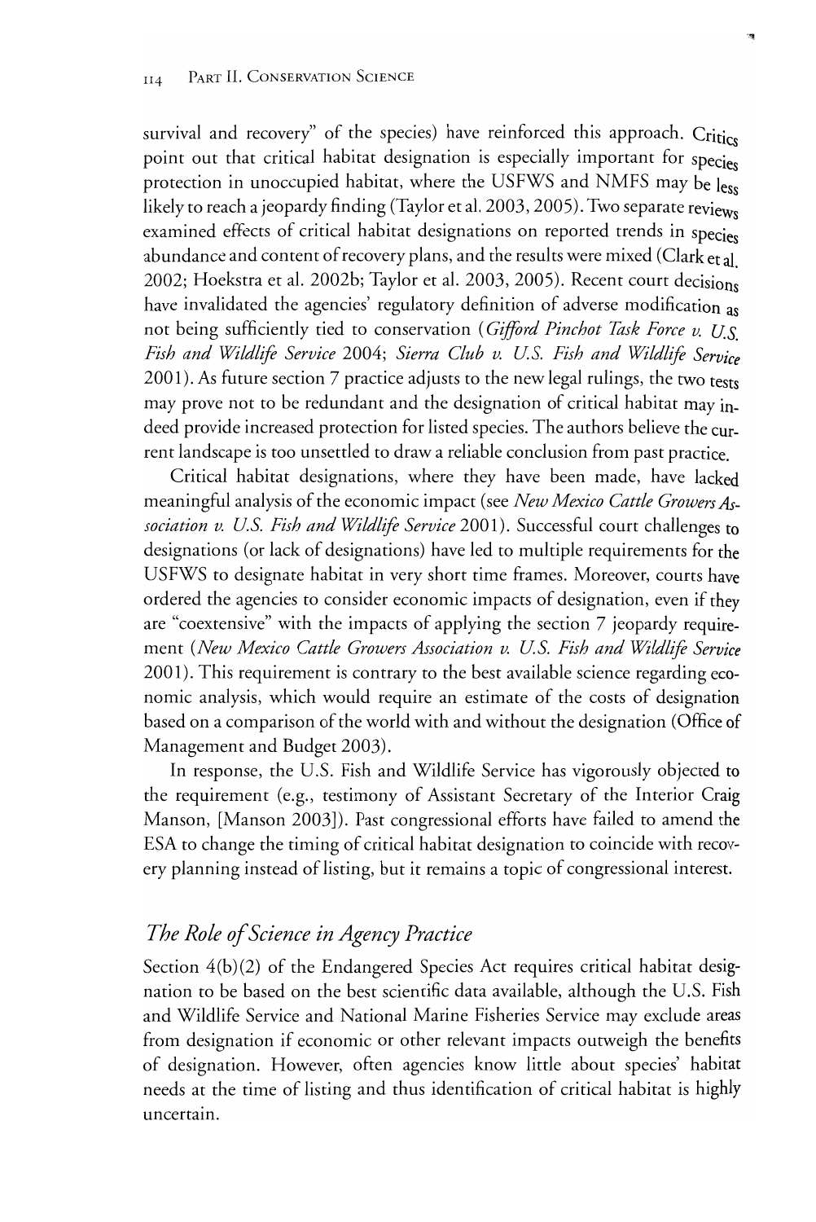survival and recovery" of the species) have reinforced this approach. Critics point out that critical habitat designation is especially important for species protection in unoccupied habitat, where the USFWS and NMFS may be less likely to reach a jeopardy finding (Taylor et al. 2003, 2005). Two separate reviews examined effects of critical habitat designations on reported trends in species abundance and content of recovery plans, and the results were mixed (Clark et al. 2002; Hoekstra et al. 2002b; Taylor et al. 2003, 2005). Recent court decisions have invalidated the agencies' regulatory definition of adverse modification as not being sufficiently tied to conservation (*Gifford Pinchot Task Force v. U.S. Fish and Wildlife Service* 2004; *Sierra Club v. U.S. Fish and Wildlife Service* 2001). As future section 7 practice adjusts to the new legal rulings, the two tests may prove not to be redundant and the designation of critical habitat may indeed provide increased protection for listed species. The authors believe the current landscape is too unsettled to draw a reliable conclusion from past practice.

Critical habitat designations, where they have been made, have lacked meaningful analysis of the economic impact (see *New Mexico Cattle Growers Association v. U.S. Fish and Wildlife Service* 2001). Successful court challenges to designations (or lack of designations) have led to multiple requirements for the USFWS to designate habitat in very short time frames. Moreover, courts have ordered the agencies to consider economic impacts of designation, even if they are "coextensive" with the impacts of applying the section 7 jeopardy requirement (*New Mexico Cattle Growers Association v. U.S. Fish and Wildlife Service* 2001). This requirement is contrary to the best available science regarding economic analysis, which would require an estimate of the costs of designation based on a comparison of the world with and without the designation (Office of Management and Budget 2003).

In response, the U.S. Fish and Wildlife Service has vigorously objected to the requirement (e.g., testimony of Assistant Secretary of the Interior Craig Manson, [Manson 2003]). Past congressional efforts have failed to amend the ESA to change the timing of critical habitat designation to coincide with recovery planning instead of listing, but it remains a topic of congressional interest.

## *The Role of Science in Agency Practice*

Section 4(b)(2) of the Endangered Species Act requires critical habitat designation to be based on the best scientific data available, although the U.S. Fish and Wildlife Service and National Marine Fisheries Service may exclude areas from designation if economic or other relevant impacts outweigh the benefits of designation. However, often agencies know little about species' habitat needs at the time of listing and thus identification of critical habitat is highly uncertain.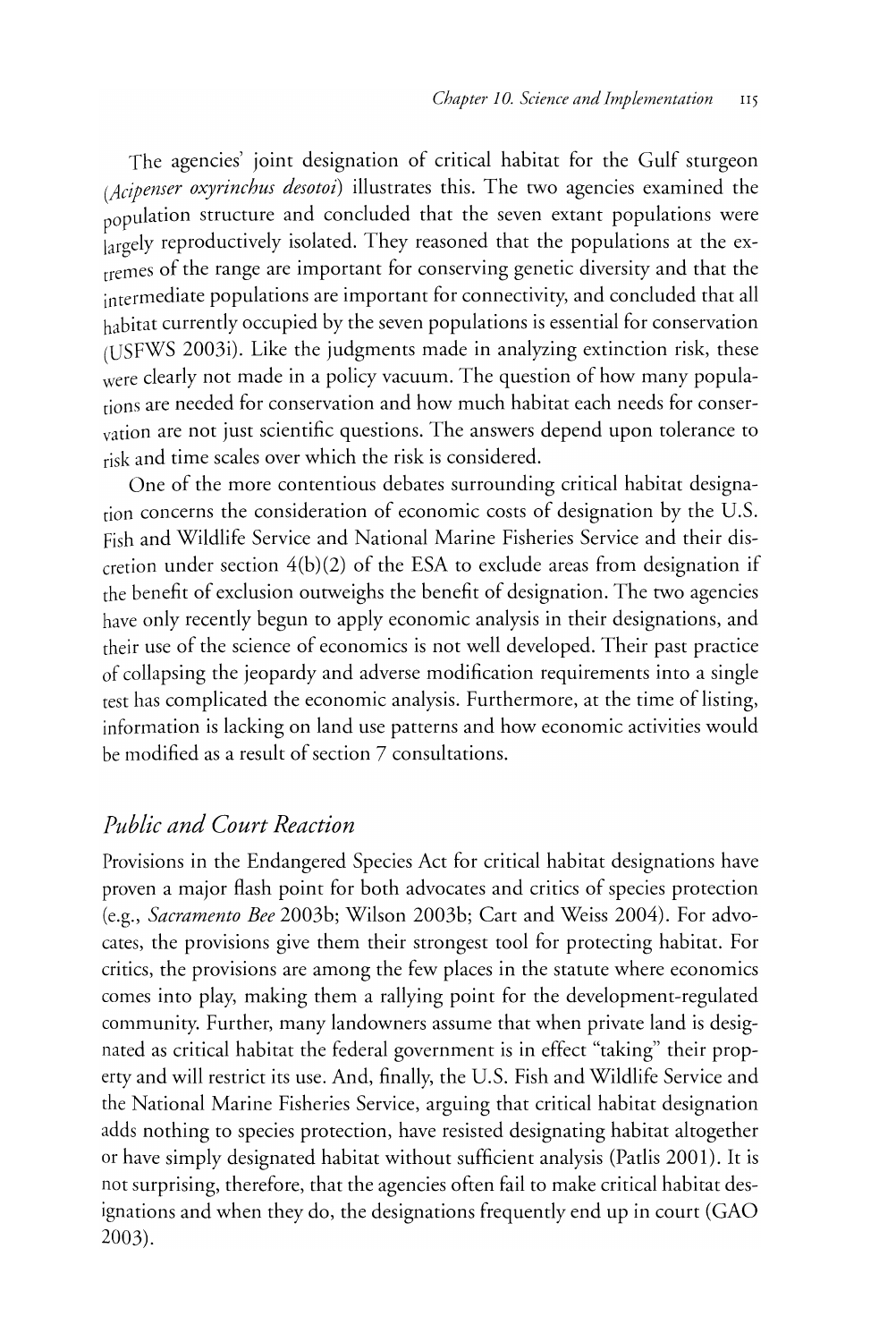The agencies' joint designation of critical habitat for the Gulf sturgeon (*Acipenser oxyrinchus desotoi*) illustrates this. The two agencies examined the population structure and concluded that the seven extant populations were largely reproductively isolated. They reasoned that the populations at the extremes of the range are important for conserving genetic diversity and that the intermediate populations are important for connectivity, and concluded that all habitat currently occupied by the seven populations is essential for conservation (USFWS 2003i). Like the judgments made in analyzing extinction risk, these were clearly not made in a policy vacuum. The question of how many populations are needed for conservation and how much habitat each needs for conservation are not just scientific questions. The answers depend upon tolerance to risk and time scales over which the risk is considered.

One of the more contentious debates surrounding critical habitat designation concerns the consideration of economic costs of designation by the U.S. Fish and Wildlife Service and National Marine Fisheries Service and their discretion under section 4(b)(2) of the ESA to exclude areas from designation if the benefit of exclusion outweighs the benefit of designation. The two agencies have only recently begun to apply economic analysis in their designations, and their use of the science of economics is not well developed. Their past practice of collapsing the jeopardy and adverse modification requirements into a single test has complicated the economic analysis. Furthermore, at the time of listing, information is lacking on land use patterns and how economic activities would be modified as a result of section 7 consultations.

## *Public and Court Reaction*

Provisions in the Endangered Species Act for critical habitat designations have proven a major flash point for both advocates and critics of species protection (e.g., *Sacramento Bee* 2003b; Wilson 2003b; Cart and Weiss 2004). For advocates, the provisions give them their strongest tool for protecting habitat. For critics, the provisions are among the few places in the statute where economics comes into play, making them a rallying point for the development-regulated community. Further, many landowners assume that when private land is designated as critical habitat the federal government is in effect "taking" their property and will restrict its use. And, finally, the U.S. Fish and Wildlife Service and the National Marine Fisheries Service, arguing that critical habitat designation adds nothing to species protection, have resisted designating habitat altogether or have simply designated habitat without sufficient analysis (Patlis 2001). It is not surprising, therefore, that the agencies often fail to make critical habitat designations and when they do, the designations frequently end up in court (GAO 2003).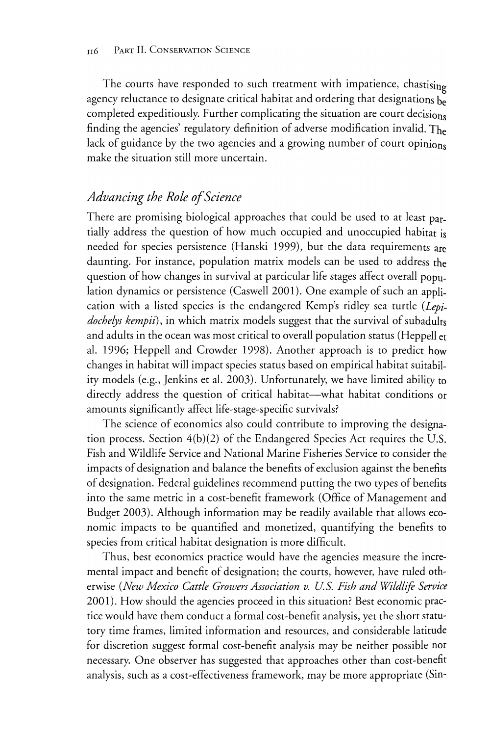The courts have responded to such treatment with impatience, chastising agency reluctance to designate critical habitat and ordering that designations be completed expeditiously. Further complicating the situation are court decisions finding the agencies' regulatory definition of adverse modification invalid. The lack of guidance by the two agencies and a growing number of court opinions make the situation still more uncertain.

## *Advancing the Role of Science*

There are promising biological approaches that could be used to at least partially address the question of how much occupied and unoccupied habitat is needed for species persistence (Hanski 1999), but the data requirements are daunting. For instance, population matrix models can be used to address the question of how changes in survival at particular life stages affect overall population dynamics or persistence (Caswell 2001). One example of such an application with a listed species is the endangered Kemp's ridley sea turtle (*Lepidochelys kempii*), in which matrix models suggest that the survival of subadults and adults in the ocean was most critical to overall population status (Heppell et al. 1996; Heppell and Crowder 1998). Another approach is to predict how changes in habitat will impact species status based on empirical habitat suitability models (e.g., Jenkins et al. 2003). Unfortunately, we have limited ability to directly address the question of critical habitat—what habitat conditions or amounts significantly affect life-stage-specific survivals?

The science of economics also could contribute to improving the designation process. Section 4(b)(2) of the Endangered Species Act requires the U.S. Fish and Wildlife Service and National Marine Fisheries Service to consider the impacts of designation and balance the benefits of exclusion against the benefits of designation. Federal guidelines recommend putting the two types of benefits into the same metric in a cost-benefit framework (Office of Management and Budget 2003). Although information may be readily available that allows economic impacts to be quantified and monetized, quantifying the benefits to species from critical habitat designation is more difficult.

Thus, best economics practice would have the agencies measure the incremental impact and benefit of designation; the courts, however, have ruled otherwise (*New Mexico Cattle Growers Association v. U.S. Fish and Wildlife Service* 2001). How should the agencies proceed in this situation? Best economic practice would have them conduct a formal cost-benefit analysis, yet the short statutory time frames, limited information and resources, and considerable latitude for discretion suggest formal cost-benefit analysis may be neither possible nor necessary. One observer has suggested that approaches other than cost-benefit analysis, such as a cost-effectiveness framework, may be more appropriate (Sin-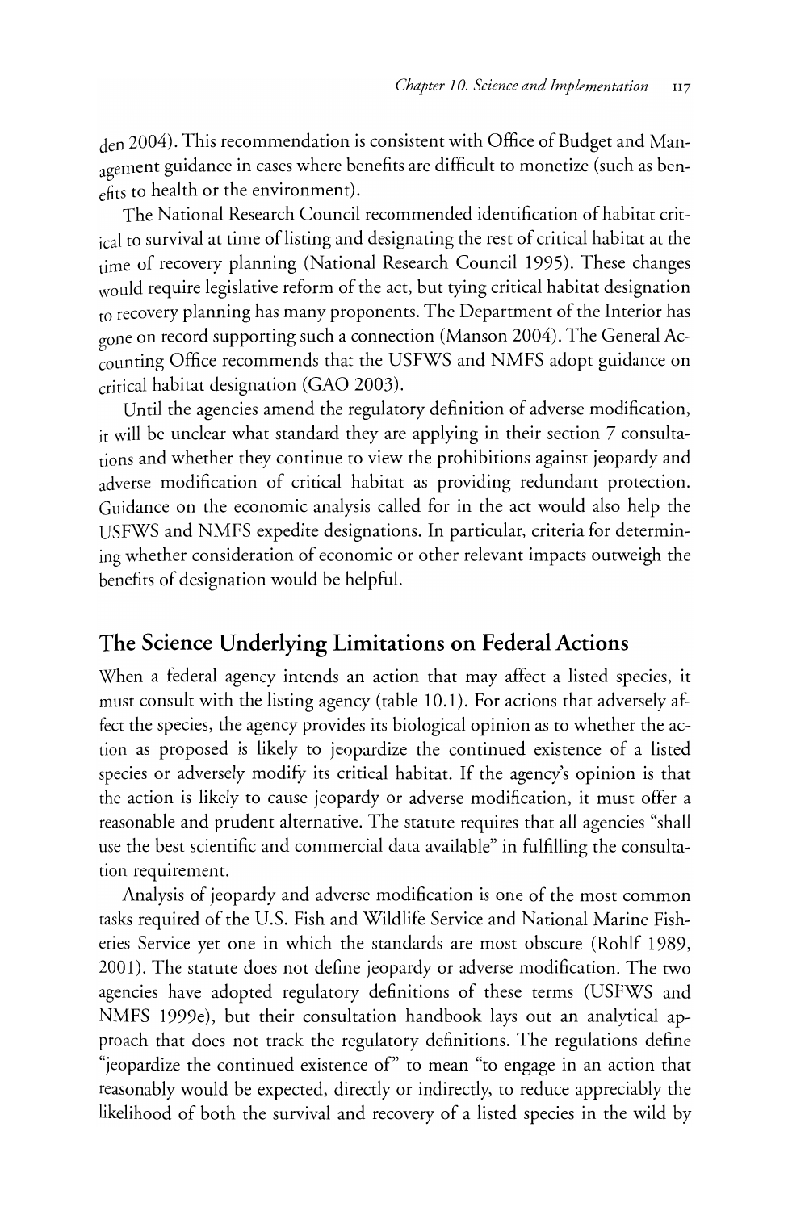den 2004). This recommendation is consistent with Office of Budget and Management guidance in cases where benefits are difficult to monetize (such as benefits to health or the environment).

The National Research Council recommended identification of habitat critical to survival at time of listing and designating the rest of critical habitat at the time of recovery planning (National Research Council 1995). These changes would require legislative reform of the act, but tying critical habitat designation to recovery planning has many proponents. The Department of the Interior has gone on record supporting such a connection (Manson 2004). The General Accounting Office recommends that the USFWS and NMFS adopt guidance on critical habitat designation (GAO 2003).

Until the agencies amend the regulatory definition of adverse modification, it will be unclear what standard they are applying in their section 7 consultations and whether they continue to view the prohibitions against jeopardy and adverse modification of critical habitat as providing redundant protection. Guidance on the economic analysis called for in the act would also help the USFWS and NMFS expedite designations. In particular, criteria for determining whether consideration of economic or other relevant impacts outweigh the benefits of designation would be helpful.

## The Science Underlying Limitations on Federal Actions

When a federal agency intends an action that may affect a listed species, it must consult with the listing agency (table 10.1). For actions that adversely affect the species, the agency provides its biological opinion as to whether the action as proposed is likely to jeopardize the continued existence of a listed species or adversely modify its critical habitat. If the agency's opinion is that the action is likely to cause jeopardy or adverse modification, it must offer a reasonable and prudent alternative. The statute requires that all agencies "shall use the best scientific and commercial data available" in fulfilling the consultation requirement.

Analysis of jeopardy and adverse modification is one of the most common tasks required of the U.S. Fish and Wildlife Service and National Marine Fisheries Service yet one in which the standards are most obscure (Rohlf 1989, 2001). The statute does not define jeopardy or adverse modification. The two agencies have adopted regulatory definitions of these terms (USFWS and NMFS 1999e), but their consultation handbook lays out an analytical approach that does not track the regulatory definitions. The regulations define "jeopardize the continued existence of" to mean "to engage in an action that reasonably would be expected, directly or indirectly, to reduce appreciably the likelihood of both the survival and recovery of a listed species in the wild by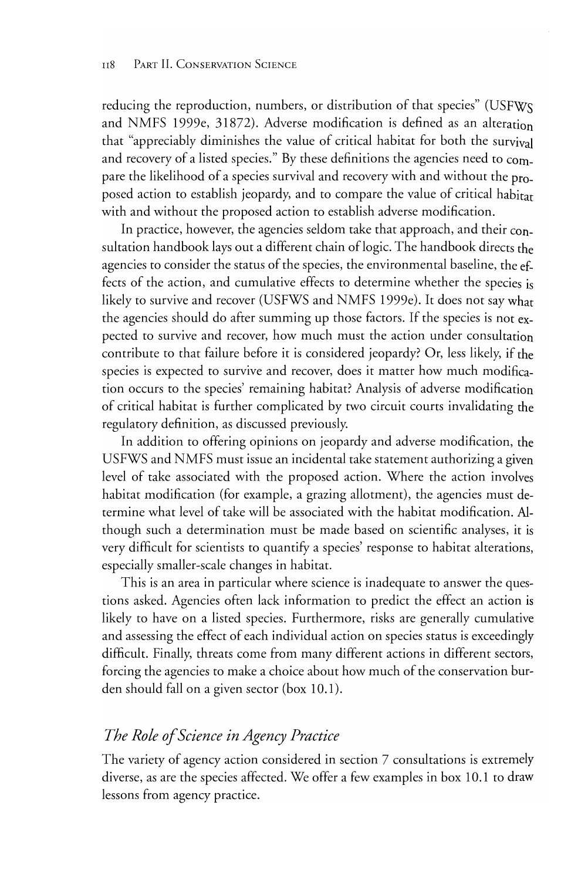reducing the reproduction, numbers, or distribution of that species" (USFWS and NMFS 1999e, 31872). Adverse modification is defined as an alteration that "appreciably diminishes the value of critical habitat for both the survival and recovery of a listed species." By these definitions the agencies need to compare the likelihood of a species survival and recovery with and without the proposed action to establish jeopardy, and to compare the value of critical habitat with and without the proposed action to establish adverse modification.

In practice, however, the agencies seldom take that approach, and their consultation handbook lays out a different chain of logic. The handbook directs the agencies to consider the status of the species, the environmental baseline, the effects of the action, and cumulative effects to determine whether the species is likely to survive and recover (USFWS and NMFS 1999e). It does not say what the agencies should do after summing up those factors. If the species is not expected to survive and recover, how much must the action under consultation contribute to that failure before it is considered jeopardy? Or, less likely, if the species is expected to survive and recover, does it matter how much modification occurs to the species' remaining habitat? Analysis of adverse modification of critical habitat is further complicated by two circuit courts invalidating the regulatory definition, as discussed previously.

In addition to offering opinions on jeopardy and adverse modification, the USFWS and NMFS must issue an incidental take statement authorizing a given level of take associated with the proposed action. Where the action involves habitat modification (for example, a grazing allotment), the agencies must determine what level of take will be associated with the habitat modification. Although such a determination must be made based on scientific analyses, it is very difficult for scientists to quantify a species' response to habitat alterations, especially smaller-scale changes in habitat.

This is an area in particular where science is inadequate to answer the questions asked. Agencies often lack information to predict the effect an action is likely to have on a listed species. Furthermore, risks are generally cumulative and assessing the effect of each individual action on species status is exceedingly difficult. Finally, threats come from many different actions in different sectors, forcing the agencies to make a choice about how much of the conservation burden should fall on a given sector (box 10.1).

## *The Role of Science in Agency Practice*

The variety of agency action considered in section 7 consultations is extremely diverse, as are the species affected. We offer a few examples in box 10.1 to draw lessons from agency practice.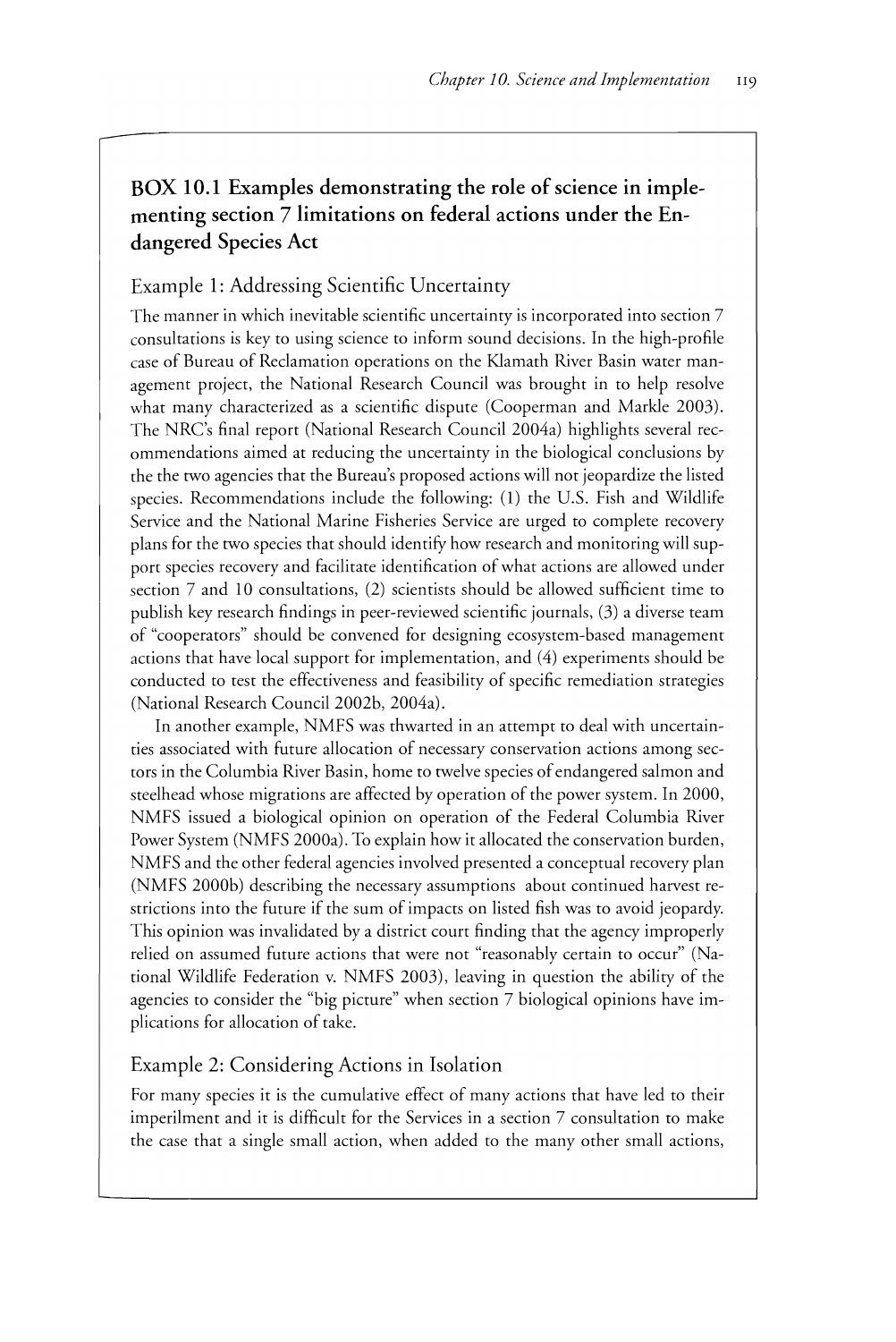## BOX 10.1 Examples demonstrating the role of science in implementing section 7 limitations on federal actions under the Endangered Species Act

### Example 1: Addressing Scientific Uncertainty

The manner in which inevitable scientific uncertainty is incorporated into section 7 consultations is key to using science to inform sound decisions. In the high-profile case of Bureau of Reclamation operations on the Klamath River Basin water management project, the National Research Council was brought in to help resolve what many characterized as a scientific dispute (Cooperman and Markle 2003). The NRC's final report (National Research Council 2004a) highlights several recommendations aimed at reducing the uncertainty in the biological conclusions by the the two agencies that the Bureau's proposed actions will not jeopardize the listed species. Recommendations include the following: (1) the U.S. Fish and Wildlife Service and the National Marine Fisheries Service are urged to complete recovery plans for the two species that should identify how research and monitoring will support species recovery and facilitate identification of what actions are allowed under section 7 and 10 consultations, (2) scientists should be allowed sufficient time to publish key research findings in peer-reviewed scientific journals, (3) a diverse team of "cooperators" should be convened for designing ecosystem-based management actions that have local support for implementation, and (4) experiments should be conducted to test the effectiveness and feasibility of specific remediation strategies (National Research Council 2002b, 2004a).

In another example, NMFS was thwarted in an attempt to deal with uncertainties associated with future allocation of necessary conservation actions among sectors in the Columbia River Basin, home to twelve species of endangered salmon and steelhead whose migrations are affected by operation of the power system. In 2000, NMFS issued a biological opinion on operation of the Federal Columbia River Power System (NMFS 2000a). To explain how it allocated the conservation burden, NMFS and the other federal agencies involved presented a conceptual recovery plan (NMFS 2000b) describing the necessary assumptions about continued harvest restrictions into the future if the sum of impacts on listed fish was to avoid jeopardy. This opinion was invalidated by a district court finding that the agency improperly relied on assumed future actions that were not "reasonably certain to occur" (National Wildlife Federation v. NMFS 2003), leaving in question the ability of the agencies to consider the "big picture" when section 7 biological opinions have implications for allocation of take.

### Example 2: Considering Actions in Isolation

For many species it is the cumulative effect of many actions that have led to their imperilment and it is difficult for the Services in a section 7 consultation to make the case that a single small action, when added to the many other small actions,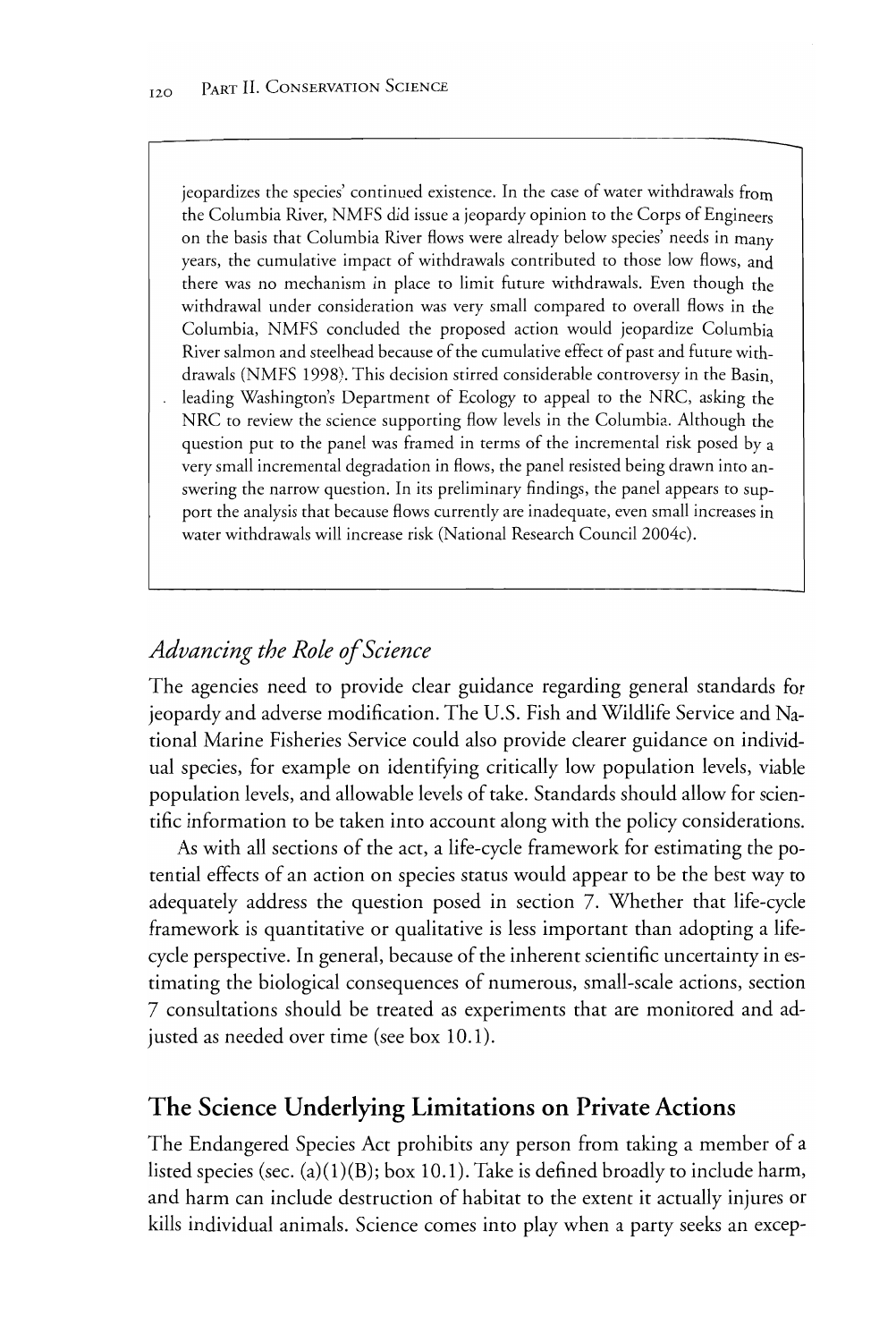jeopardizes the species' continued existence. In the case of water withdrawals from the Columbia River, NMFS did issue a jeopardy opinion to the Corps of Engineers on the basis that Columbia River flows were already below species' needs in many years, the cumulative impact of withdrawals contributed to those low flows, and there was no mechanism in place to limit future withdrawals. Even though the withdrawal under consideration was very small compared to overall flows in the Columbia, NMFS concluded the proposed action would jeopardize Columbia River salmon and steelhead because of the cumulative effect of past and future withdrawals (NMFS 1998). This decision stirred considerable controversy in the Basin, leading Washington's Department of Ecology to appeal to the NRC, asking the NRC to review the science supporting flow levels in the Columbia. Although the question put to the panel was framed in terms of the incremental risk posed by a very small incremental degradation in flows, the panel resisted being drawn into answering the narrow question. In its preliminary findings, the panel appears to support the analysis that because flows currently are inadequate, even small increases in water withdrawals will increase risk (National Research Council 2004c).

### *Advancing the Role of Science*

The agencies need to provide clear guidance regarding general standards for jeopardy and adverse modification. The U.S. Fish and Wildlife Service and National Marine Fisheries Service could also provide clearer guidance on individual species, for example on identifying critically low population levels, viable population levels, and allowable levels of take. Standards should allow for scientific information to be taken into account along with the policy considerations.

As with all sections of the act, a life-cycle framework for estimating the potential effects of an action on species status would appear to be the best way to adequately address the question posed in section 7. Whether that life-cycle framework is quantitative or qualitative is less important than adopting a life-cycle perspective. In general, because of the inherent scientific uncertainty in estimating the biological consequences of numerous, small-scale actions, section 7 consultations should be treated as experiments that are monitored and adjusted as needed over time (see box 10.1).

## The Science Underlying Limitations on Private Actions

The Endangered Species Act prohibits any person from taking a member of a listed species (sec. (a)(1)(B); box 10.1). Take is defined broadly to include harm, and harm can include destruction of habitat to the extent it actually injures or kills individual animals. Science comes into play when a party seeks an excep-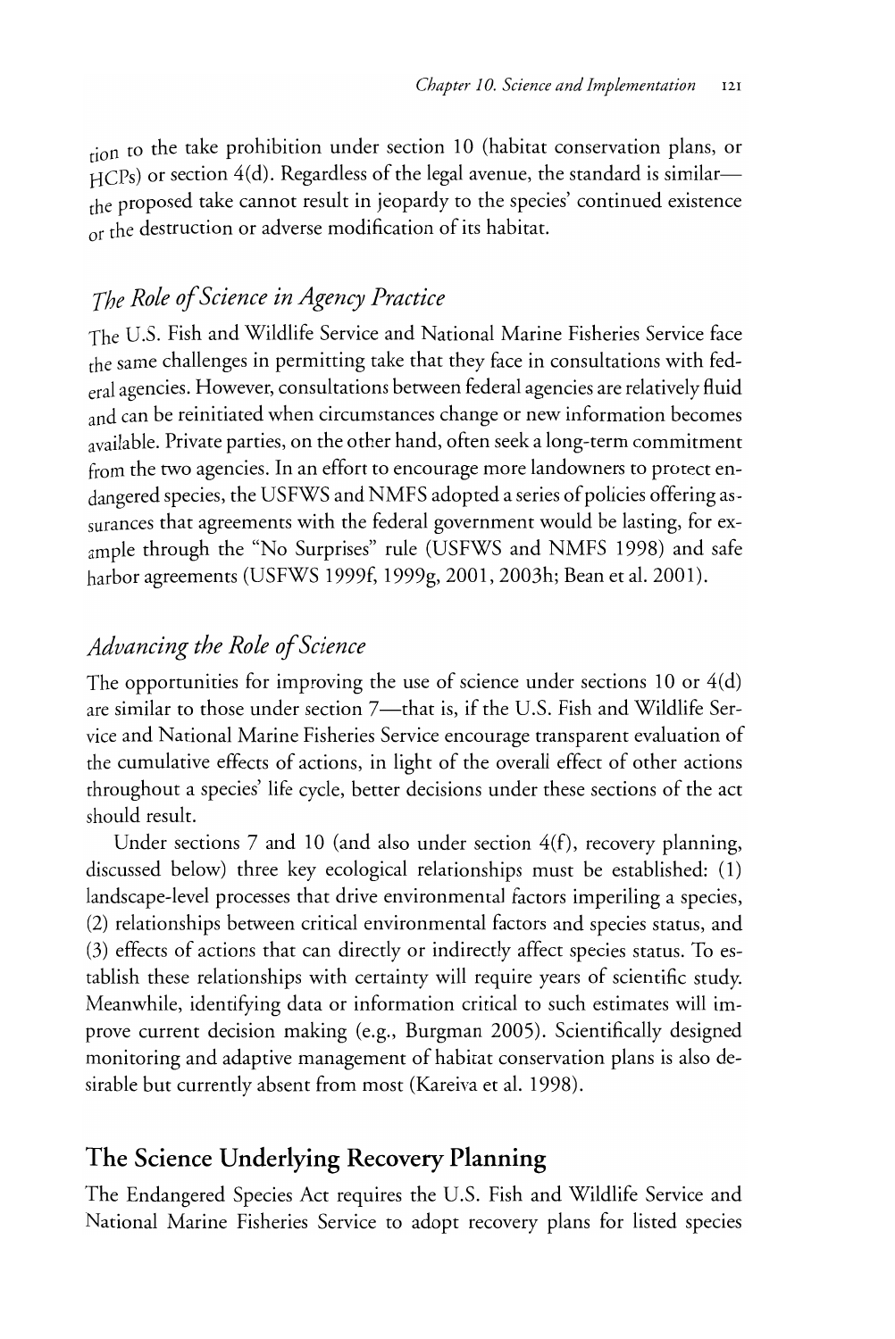tion to the take prohibition under section 10 (habitat conservation plans, or HCPs) or section 4(d). Regardless of the legal avenue, the standard is similar—the proposed take cannot result in jeopardy to the species' continued existence or the destruction or adverse modification of its habitat.

### *The Role of Science in Agency Practice*

The U.S. Fish and Wildlife Service and National Marine Fisheries Service face the same challenges in permitting take that they face in consultations with federal agencies. However, consultations between federal agencies are relatively fluid and can be reinitiated when circumstances change or new information becomes available. Private parties, on the other hand, often seek a long-term commitment from the two agencies. In an effort to encourage more landowners to protect endangered species, the USFWS and NMFS adopted a series of policies offering assurances that agreements with the federal government would be lasting, for example through the "No Surprises" rule (USFWS and NMFS 1998) and safe harbor agreements (USFWS 1999f, 1999g, 2001, 2003h; Bean et al. 2001).

### *Advancing the Role of Science*

The opportunities for improving the use of science under sections 10 or 4(d) are similar to those under section 7—that is, if the U.S. Fish and Wildlife Service and National Marine Fisheries Service encourage transparent evaluation of the cumulative effects of actions, in light of the overall effect of other actions throughout a species' life cycle, better decisions under these sections of the act should result.

Under sections 7 and 10 (and also under section 4(f), recovery planning, discussed below) three key ecological relationships must be established: (1) landscape-level processes that drive environmental factors imperiling a species, (2) relationships between critical environmental factors and species status, and (3) effects of actions that can directly or indirectly affect species status. To establish these relationships with certainty will require years of scientific study. Meanwhile, identifying data or information critical to such estimates will improve current decision making (e.g., Burgman 2005). Scientifically designed monitoring and adaptive management of habitat conservation plans is also desirable but currently absent from most (Kareiva et al. 1998).

## The Science Underlying Recovery Planning

The Endangered Species Act requires the U.S. Fish and Wildlife Service and National Marine Fisheries Service to adopt recovery plans for listed species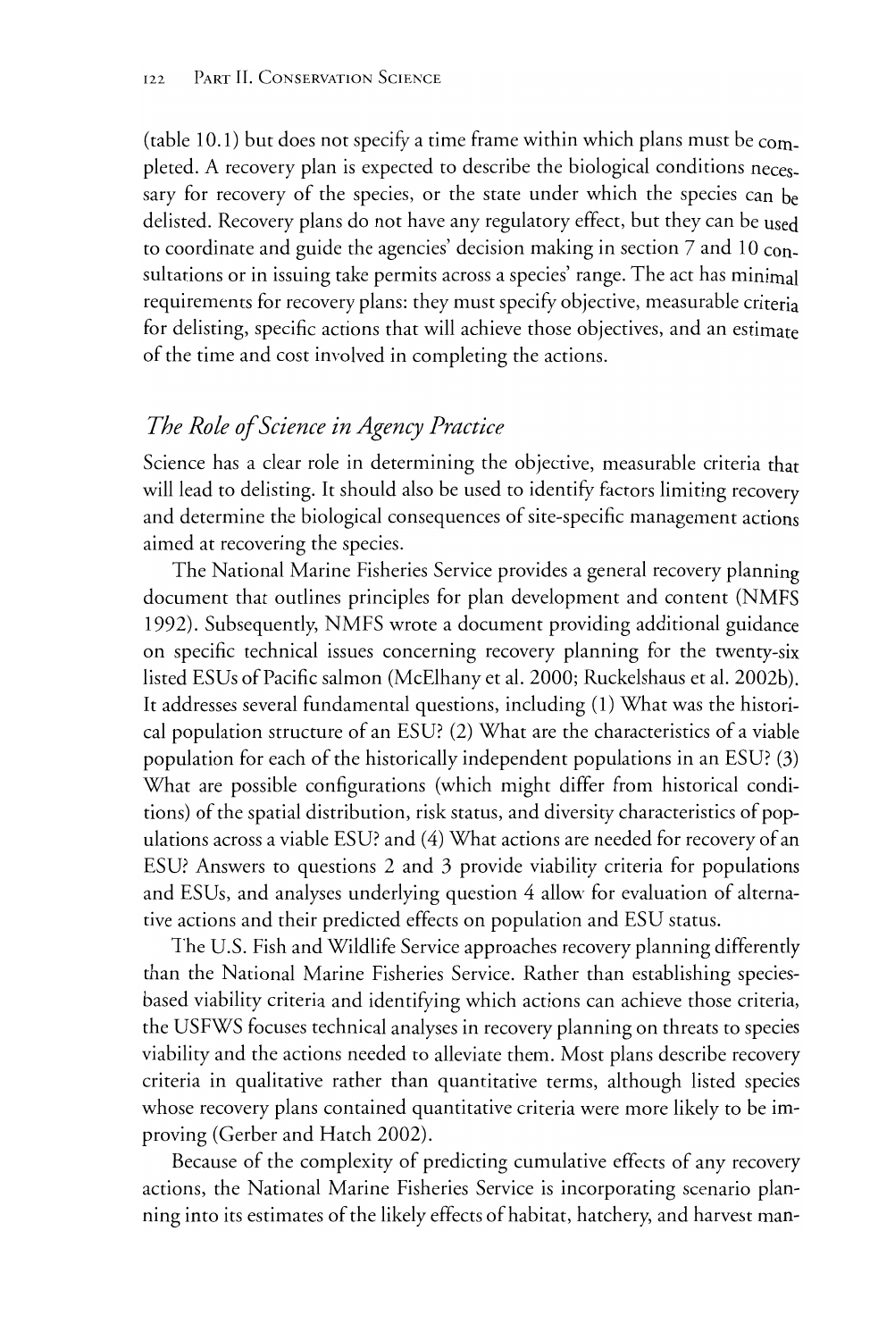(table 10.1) but does not specify a time frame within which plans must be completed. A recovery plan is expected to describe the biological conditions necessary for recovery of the species, or the state under which the species can be delisted. Recovery plans do not have any regulatory effect, but they can be used to coordinate and guide the agencies' decision making in section 7 and 10 consultations or in issuing take permits across a species' range. The act has minimal requirements for recovery plans: they must specify objective, measurable criteria for delisting, specific actions that will achieve those objectives, and an estimate of the time and cost involved in completing the actions.

## *The Role of Science in Agency Practice*

Science has a clear role in determining the objective, measurable criteria that will lead to delisting. It should also be used to identify factors limiting recovery and determine the biological consequences of site-specific management actions aimed at recovering the species.

The National Marine Fisheries Service provides a general recovery planning document that outlines principles for plan development and content (NMFS 1992). Subsequently, NMFS wrote a document providing additional guidance on specific technical issues concerning recovery planning for the twenty-six listed ESUs of Pacific salmon (McElhany et al. 2000; Ruckelshaus et al. 2002b). It addresses several fundamental questions, including (1) What was the historical population structure of an ESU? (2) What are the characteristics of a viable population for each of the historically independent populations in an ESU? (3) What are possible configurations (which might differ from historical conditions) of the spatial distribution, risk status, and diversity characteristics of populations across a viable ESU? and (4) What actions are needed for recovery of an ESU? Answers to questions 2 and 3 provide viability criteria for populations and ESUs, and analyses underlying question 4 allow for evaluation of alternative actions and their predicted effects on population and ESU status.

The U.S. Fish and Wildlife Service approaches recovery planning differently than the National Marine Fisheries Service. Rather than establishing species-based viability criteria and identifying which actions can achieve those criteria, the USFWS focuses technical analyses in recovery planning on threats to species viability and the actions needed to alleviate them. Most plans describe recovery criteria in qualitative rather than quantitative terms, although listed species whose recovery plans contained quantitative criteria were more likely to be improving (Gerber and Hatch 2002).

Because of the complexity of predicting cumulative effects of any recovery actions, the National Marine Fisheries Service is incorporating scenario planning into its estimates of the likely effects of habitat, hatchery, and harvest man-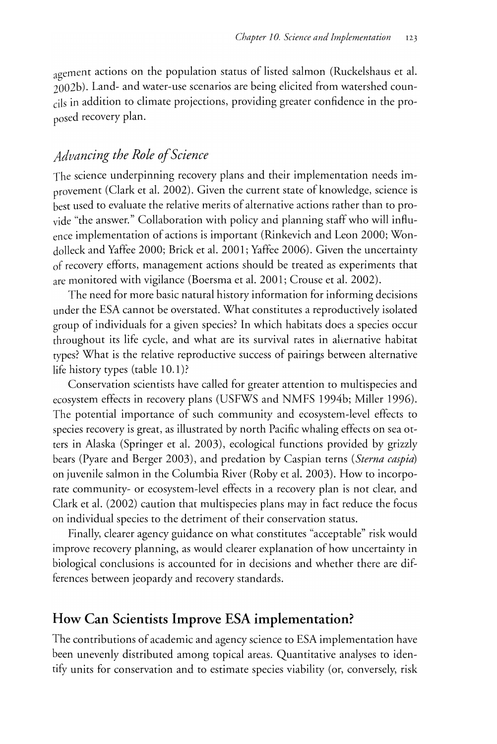agement actions on the population status of listed salmon (Ruckelshaus et al. 2002b). Land- and water-use scenarios are being elicited from watershed councils in addition to climate projections, providing greater confidence in the proposed recovery plan.

### *Advancing the Role of Science*

The science underpinning recovery plans and their implementation needs improvement (Clark et al. 2002). Given the current state of knowledge, science is best used to evaluate the relative merits of alternative actions rather than to provide "the answer." Collaboration with policy and planning staff who will influence implementation of actions is important (Rinkevich and Leon 2000; Wondolleck and Yaffee 2000; Brick et al. 2001; Yaffee 2006). Given the uncertainty of recovery efforts, management actions should be treated as experiments that are monitored with vigilance (Boersma et al. 2001; Crouse et al. 2002).

The need for more basic natural history information for informing decisions under the ESA cannot be overstated. What constitutes a reproductively isolated group of individuals for a given species? In which habitats does a species occur throughout its life cycle, and what are its survival rates in alternative habitat types? What is the relative reproductive success of pairings between alternative life history types (table 10.1)?

Conservation scientists have called for greater attention to multispecies and ecosystem effects in recovery plans (USFWS and NMFS 1994b; Miller 1996). The potential importance of such community and ecosystem-level effects to species recovery is great, as illustrated by north Pacific whaling effects on sea otters in Alaska (Springer et al. 2003), ecological functions provided by grizzly bears (Pyare and Berger 2003), and predation by Caspian terns (*Sterna caspia*) on juvenile salmon in the Columbia River (Roby et al. 2003). How to incorporate community- or ecosystem-level effects in a recovery plan is not clear, and Clark et al. (2002) caution that multispecies plans may in fact reduce the focus on individual species to the detriment of their conservation status.

Finally, clearer agency guidance on what constitutes "acceptable" risk would improve recovery planning, as would clearer explanation of how uncertainty in biological conclusions is accounted for in decisions and whether there are differences between jeopardy and recovery standards.

## How Can Scientists Improve ESA implementation?

The contributions of academic and agency science to ESA implementation have been unevenly distributed among topical areas. Quantitative analyses to identify units for conservation and to estimate species viability (or, conversely, risk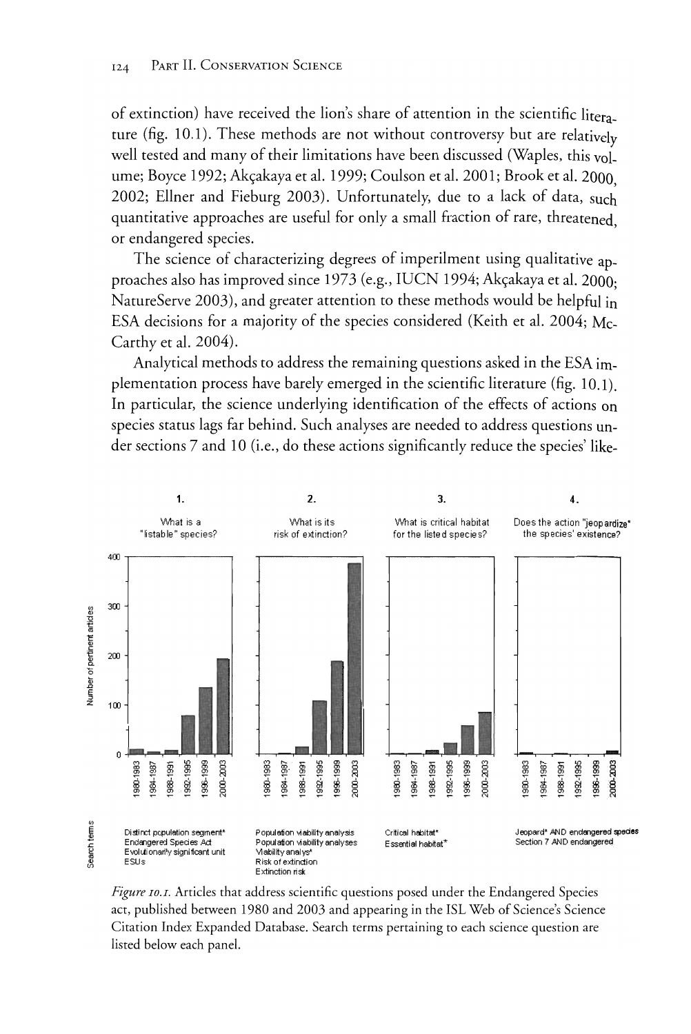of extinction) have received the lion's share of attention in the scientific literature (fig. 10.1). These methods are not without controversy but are relatively well tested and many of their limitations have been discussed (Waples, this volume; Boyce 1992; Akçakaya et al. 1999; Coulson et al. 2001; Brook et al. 2000, 2002; Ellner and Fieburg 2003). Unfortunately, due to a lack of data, such quantitative approaches are useful for only a small fraction of rare, threatened, or endangered species.

The science of characterizing degrees of imperilment using qualitative approaches also has improved since 1973 (e.g., IUCN 1994; Akçakaya et al. 2000; NatureServe 2003), and greater attention to these methods would be helpful in ESA decisions for a majority of the species considered (Keith et al. 2004; McCarthy et al. 2004).

Analytical methods to address the remaining questions asked in the ESA implementation process have barely emerged in the scientific literature (fig. 10.1). In particular, the science underlying identification of the effects of actions on species status lags far behind. Such analyses are needed to address questions under sections 7 and 10 (i.e., do these actions significantly reduce the species' like-

| | 1. What is a "listable" species? | 2. What is its risk of extinction? | 3. What is critical habitat for the listed species? | 4. Does the action "jeopardize" the species' existence? |
|---|---|---|---|---|
| Search terms | Distinct population segment* <br> Endangered Species Act <br> Evolutionarily significant unit <br> ESUs | Population viability analysis <br> Population viability analyses <br> Viability analys* <br> Risk of extinction <br> Extinction risk | Critical habitat* <br> Essential habitat* | Jeopard* AND endangered species <br> Section 7 AND endangered |

*Figure 10.1.* Articles that address scientific questions posed under the Endangered Species act, published between 1980 and 2003 and appearing in the ISL Web of Science's Science Citation Index Expanded Database. Search terms pertaining to each science question are listed below each panel.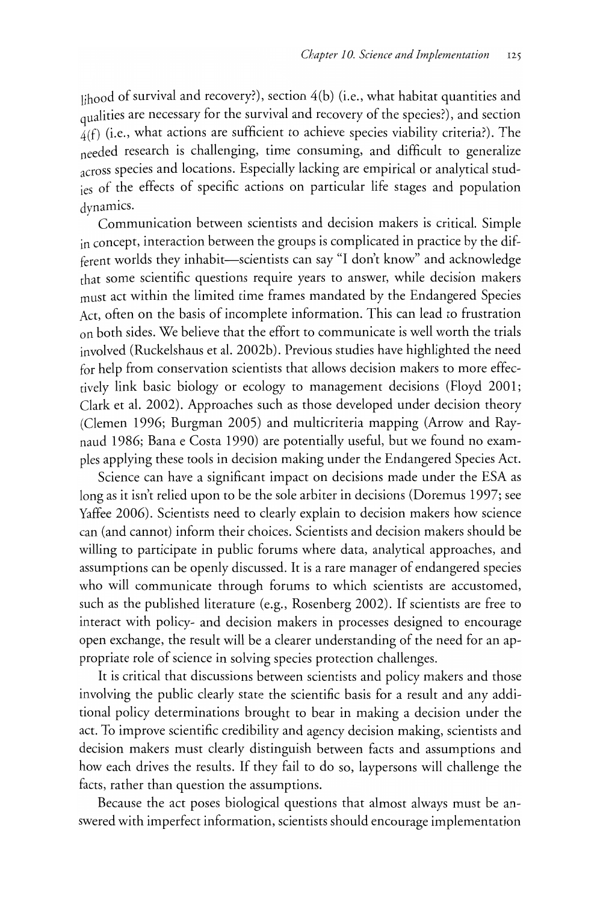lihood of survival and recovery?), section 4(b) (i.e., what habitat quantities and qualities are necessary for the survival and recovery of the species?), and section 4(f) (i.e., what actions are sufficient to achieve species viability criteria?). The needed research is challenging, time consuming, and difficult to generalize across species and locations. Especially lacking are empirical or analytical studies of the effects of specific actions on particular life stages and population dynamics.

Communication between scientists and decision makers is critical. Simple in concept, interaction between the groups is complicated in practice by the different worlds they inhabit—scientists can say "I don't know" and acknowledge that some scientific questions require years to answer, while decision makers must act within the limited time frames mandated by the Endangered Species Act, often on the basis of incomplete information. This can lead to frustration on both sides. We believe that the effort to communicate is well worth the trials involved (Ruckelshaus et al. 2002b). Previous studies have highlighted the need for help from conservation scientists that allows decision makers to more effectively link basic biology or ecology to management decisions (Floyd 2001; Clark et al. 2002). Approaches such as those developed under decision theory (Clemen 1996; Burgman 2005) and multicriteria mapping (Arrow and Raynaud 1986; Bana e Costa 1990) are potentially useful, but we found no examples applying these tools in decision making under the Endangered Species Act.

Science can have a significant impact on decisions made under the ESA as long as it isn't relied upon to be the sole arbiter in decisions (Doremus 1997; see Yaffee 2006). Scientists need to clearly explain to decision makers how science can (and cannot) inform their choices. Scientists and decision makers should be willing to participate in public forums where data, analytical approaches, and assumptions can be openly discussed. It is a rare manager of endangered species who will communicate through forums to which scientists are accustomed, such as the published literature (e.g., Rosenberg 2002). If scientists are free to interact with policy- and decision makers in processes designed to encourage open exchange, the result will be a clearer understanding of the need for an appropriate role of science in solving species protection challenges.

It is critical that discussions between scientists and policy makers and those involving the public clearly state the scientific basis for a result and any additional policy determinations brought to bear in making a decision under the act. To improve scientific credibility and agency decision making, scientists and decision makers must clearly distinguish between facts and assumptions and how each drives the results. If they fail to do so, laypersons will challenge the facts, rather than question the assumptions.

Because the act poses biological questions that almost always must be answered with imperfect information, scientists should encourage implementation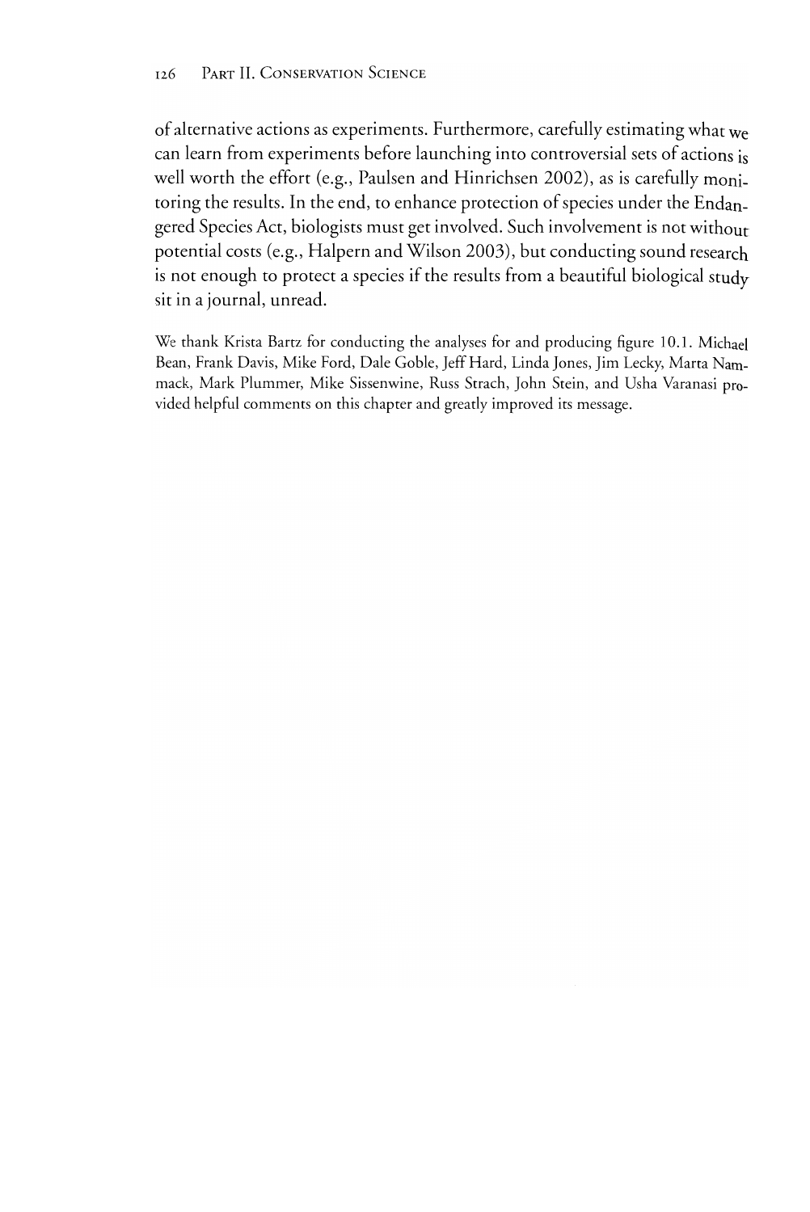of alternative actions as experiments. Furthermore, carefully estimating what we can learn from experiments before launching into controversial sets of actions is well worth the effort (e.g., Paulsen and Hinrichsen 2002), as is carefully monitoring the results. In the end, to enhance protection of species under the Endangered Species Act, biologists must get involved. Such involvement is not without potential costs (e.g., Halpern and Wilson 2003), but conducting sound research is not enough to protect a species if the results from a beautiful biological study sit in a journal, unread.

We thank Krista Bartz for conducting the analyses for and producing figure 10.1. Michael Bean, Frank Davis, Mike Ford, Dale Goble, Jeff Hard, Linda Jones, Jim Lecky, Marta Nammack, Mark Plummer, Mike Sissenwine, Russ Strach, John Stein, and Usha Varanasi provided helpful comments on this chapter and greatly improved its message.